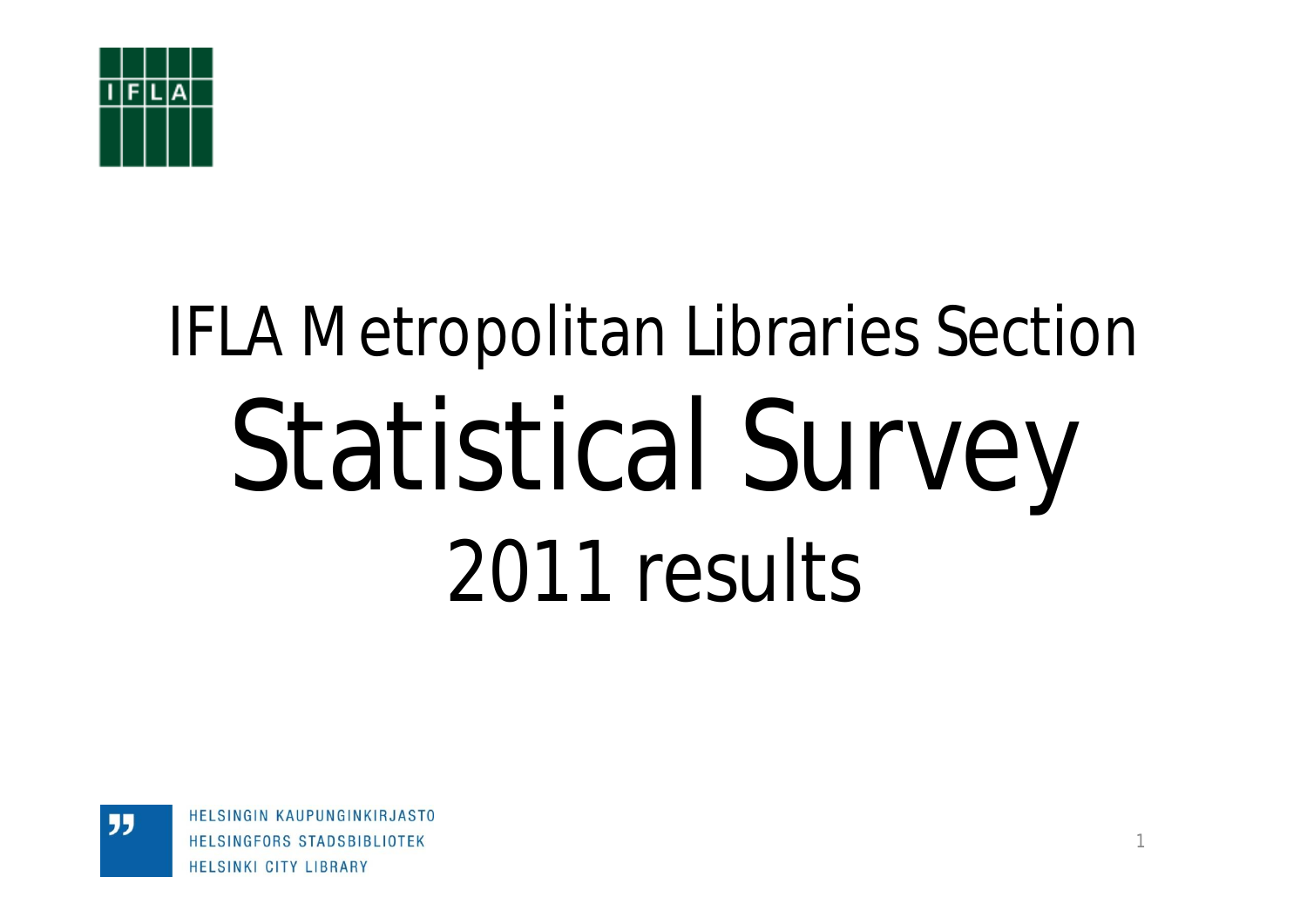# IFLA Metropolitan Libraries Section

# Statistical Survey

## 2011 results

HELSINGIN KAUPUNGINKIRJASTO
HELSINGFORS STADSBIBLIOTEK
HELSINKI CITY LIBRARY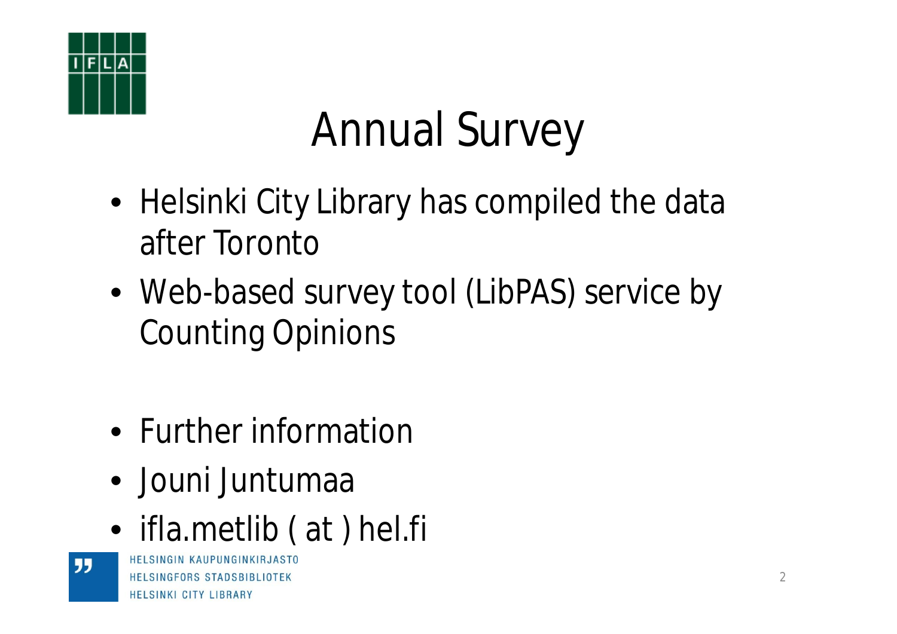# Annual Survey

- Helsinki City Library has compiled the data after Toronto
- Web-based survey tool (LibPAS) service by Counting Opinions

- Further information
- Jouni Juntumaa
- ifla.metlib ( at ) hel.fi

HELSINGIN KAUPUNGINKIRJASTO
HELSINGFORS STADSBIBLIOTEK
HELSINKI CITY LIBRARY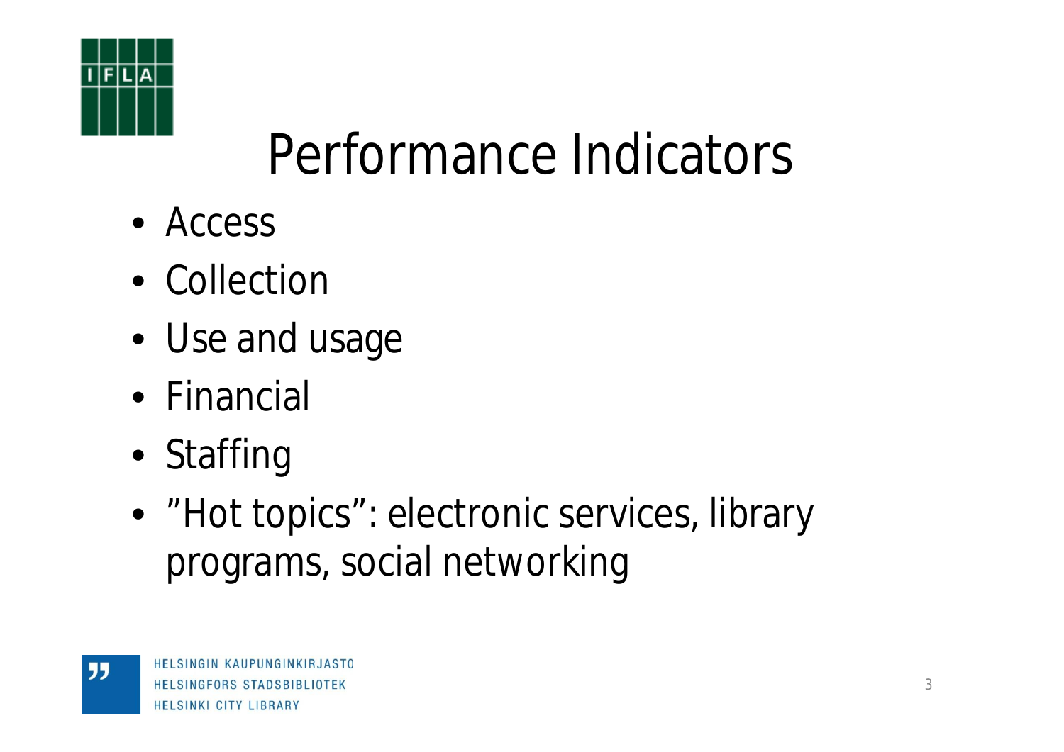# Performance Indicators

- Access
- Collection
- Use and usage
- Financial
- Staffing
- ”Hot topics”: electronic services, library programs, social networking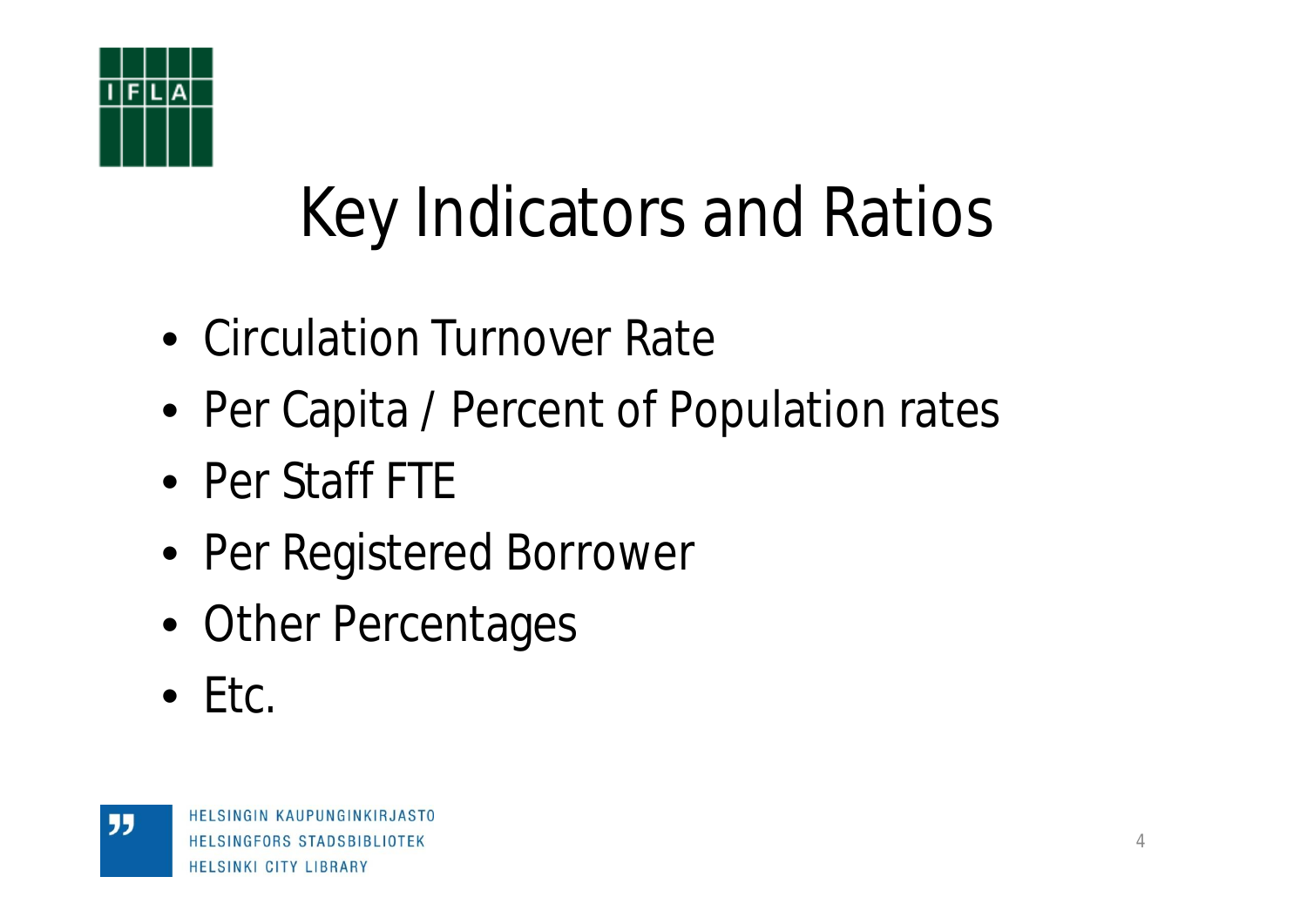# Key Indicators and Ratios

- Circulation Turnover Rate
- Per Capita / Percent of Population rates
- Per Staff FTE
- Per Registered Borrower
- Other Percentages
- Etc.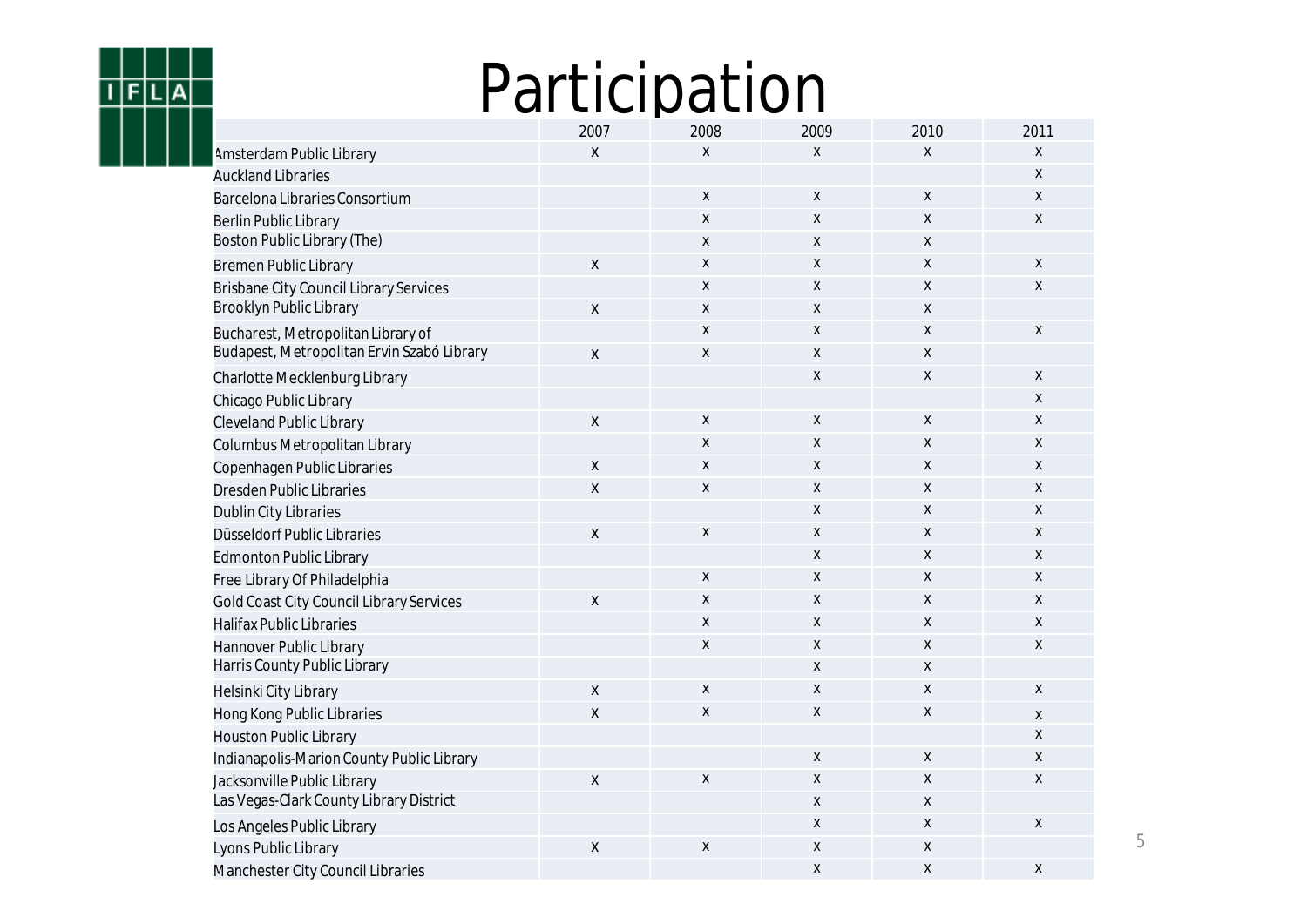# Participation

| | 2007 | 2008 | 2009 | 2010 | 2011 |
|---|---|---|---|---|---|
| Amsterdam Public Library | X | X | X | X | X |
| Auckland Libraries | | | | | X |
| Barcelona Libraries Consortium | | X | X | X | X |
| Berlin Public Library | | X | X | X | X |
| Boston Public Library (The) | | X | X | X | |
| Bremen Public Library | X | X | X | X | X |
| Brisbane City Council Library Services | | X | X | X | X |
| Brooklyn Public Library | X | X | X | X | |
| Bucharest, Metropolitan Library of | | X | X | X | X |
| Budapest, Metropolitan Ervin Szabó Library | X | X | X | X | |
| Charlotte Mecklenburg Library | | | X | X | X |
| Chicago Public Library | | | | | X |
| Cleveland Public Library | X | X | X | X | X |
| Columbus Metropolitan Library | | X | X | X | X |
| Copenhagen Public Libraries | X | X | X | X | X |
| Dresden Public Libraries | X | X | X | X | X |
| Dublin City Libraries | | | X | X | X |
| Düsseldorf Public Libraries | X | X | X | X | X |
| Edmonton Public Library | | | X | X | X |
| Free Library Of Philadelphia | | X | X | X | X |
| Gold Coast City Council Library Services | X | X | X | X | X |
| Halifax Public Libraries | | X | X | X | X |
| Hannover Public Library | | X | X | X | X |
| Harris County Public Library | | | X | X | |
| Helsinki City Library | X | X | X | X | X |
| Hong Kong Public Libraries | X | X | X | X | X |
| Houston Public Library | | | | | X |
| Indianapolis-Marion County Public Library | | | X | X | X |
| Jacksonville Public Library | X | X | X | X | X |
| Las Vegas-Clark County Library District | | | X | X | |
| Los Angeles Public Library | | | X | X | X |
| Lyons Public Library | X | X | X | X | |
| Manchester City Council Libraries | | | X | X | X |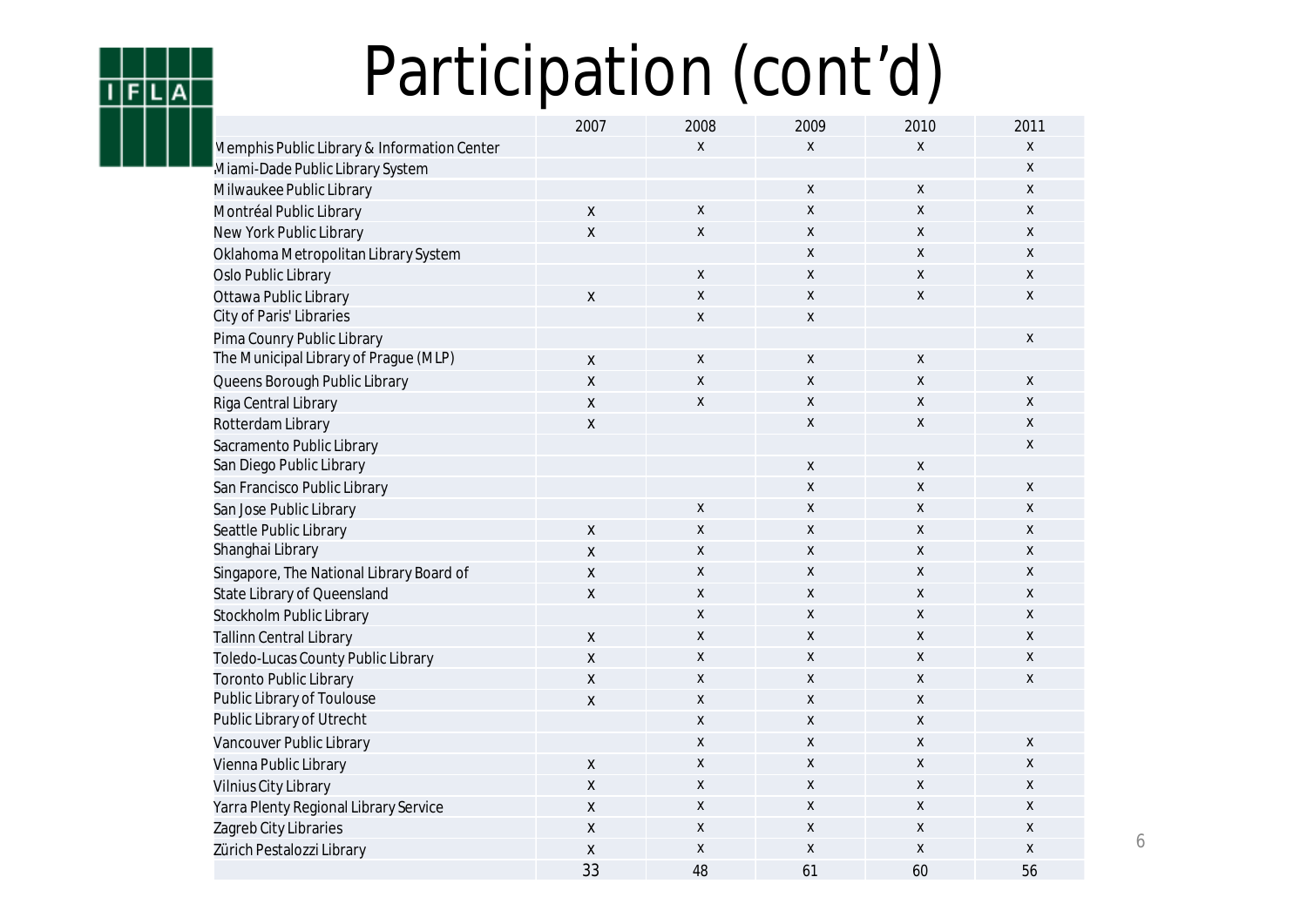# Participation (cont'd)

| | 2007 | 2008 | 2009 | 2010 | 2011 |
|---|---|---|---|---|---|
| Memphis Public Library & Information Center | | x | x | x | x |
| Miami-Dade Public Library System | | | | | x |
| Milwaukee Public Library | | | x | x | x |
| Montréal Public Library | x | x | x | x | x |
| New York Public Library | x | x | x | x | x |
| Oklahoma Metropolitan Library System | | | x | x | x |
| Oslo Public Library | | x | x | x | x |
| Ottawa Public Library | x | x | x | x | x |
| City of Paris' Libraries | | x | x | | |
| Pima Counry Public Library | | | | | x |
| The Municipal Library of Prague (MLP) | x | x | x | x | |
| Queens Borough Public Library | x | x | x | x | x |
| Riga Central Library | x | x | x | x | x |
| Rotterdam Library | x | | x | x | x |
| Sacramento Public Library | | | | | x |
| San Diego Public Library | | | x | x | |
| San Francisco Public Library | | | x | x | x |
| San Jose Public Library | | x | x | x | x |
| Seattle Public Library | x | x | x | x | x |
| Shanghai Library | x | x | x | x | x |
| Singapore, The National Library Board of | x | x | x | x | x |
| State Library of Queensland | x | x | x | x | x |
| Stockholm Public Library | | x | x | x | x |
| Tallinn Central Library | x | x | x | x | x |
| Toledo-Lucas County Public Library | x | x | x | x | x |
| Toronto Public Library | x | x | x | x | x |
| Public Library of Toulouse | x | x | x | x | |
| Public Library of Utrecht | | x | x | x | |
| Vancouver Public Library | | x | x | x | x |
| Vienna Public Library | x | x | x | x | x |
| Vilnius City Library | x | x | x | x | x |
| Yarra Plenty Regional Library Service | x | x | x | x | x |
| Zagreb City Libraries | x | x | x | x | x |
| Zürich Pestalozzi Library | x | x | x | x | x |
| | 33 | 48 | 61 | 60 | 56 |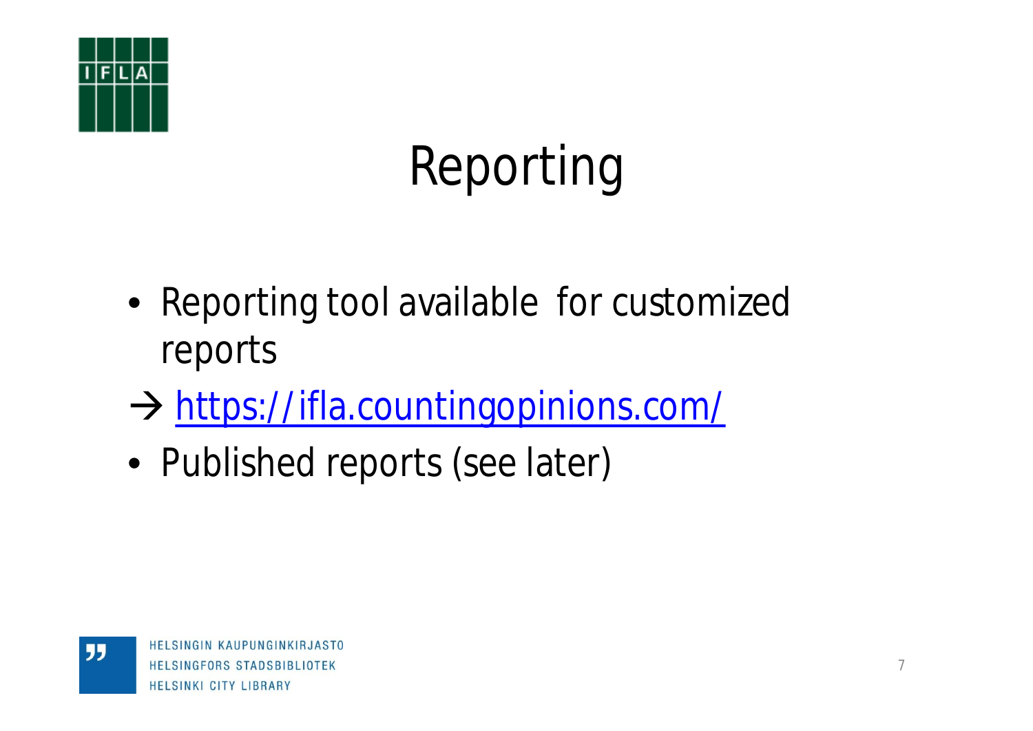# Reporting

- Reporting tool available for customized reports

→ https://ifla.countingopinions.com/

- Published reports (see later)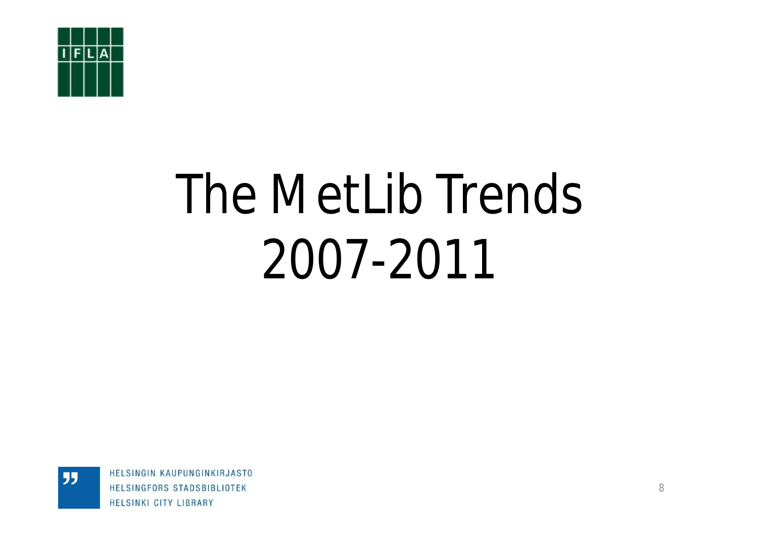# The MetLib Trends 2007-2011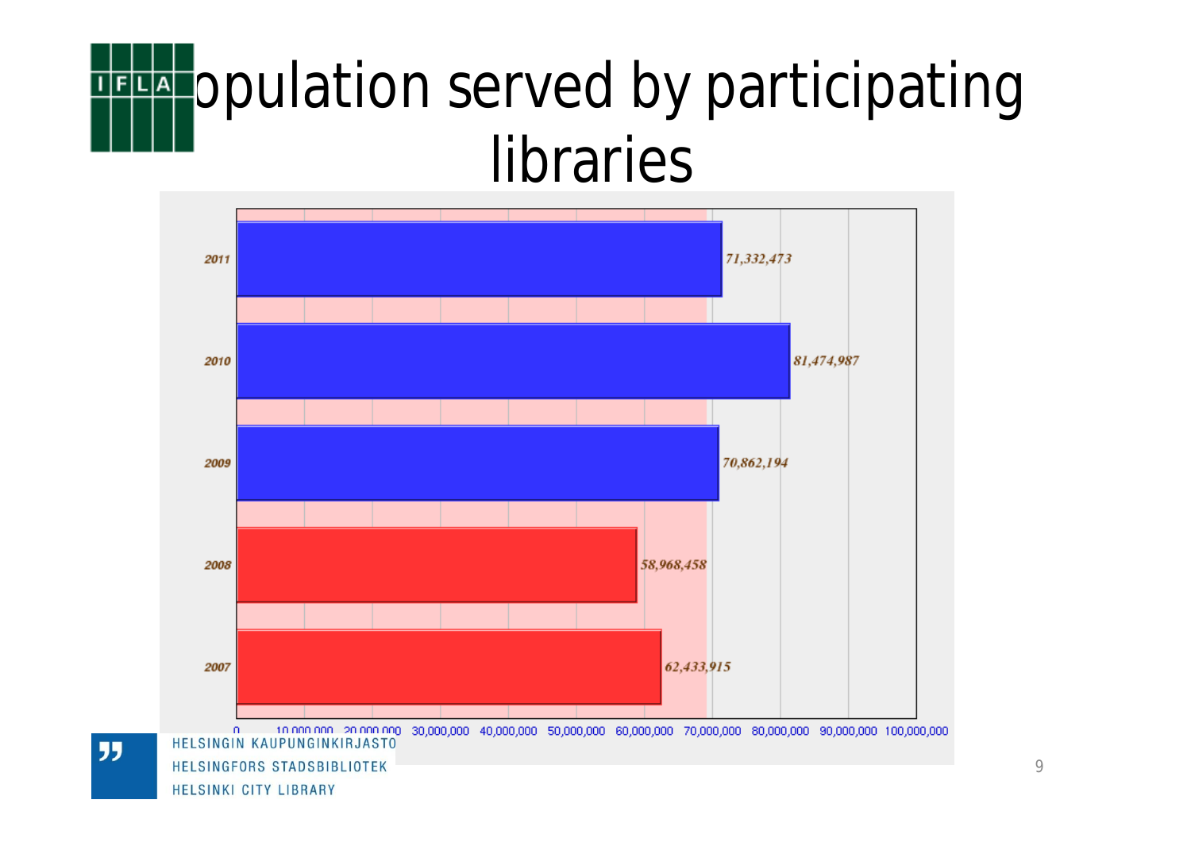# Population served by participating libraries

| Year | Population served |
|---|---|
| 2011 | 71,332,473 |
| 2010 | 81,474,987 |
| 2009 | 70,862,194 |
| 2008 | 58,968,458 |
| 2007 | 62,433,915 |

HELSINGIN KAUPUNGINKIRJASTO
HELSINGFORS STADSBIBLIOTEK
HELSINKI CITY LIBRARY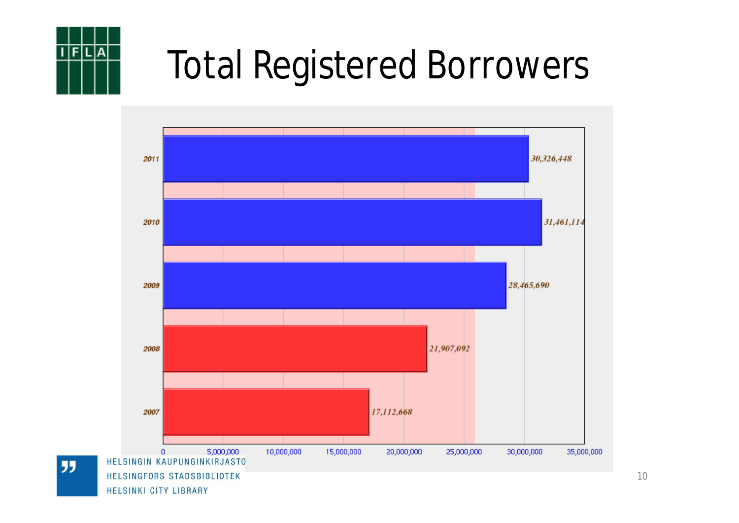# Total Registered Borrowers

| Year | Total Registered Borrowers |
| --- | --- |
| 2011 | 30,326,448 |
| 2010 | 31,461,114 |
| 2009 | 28,465,690 |
| 2008 | 21,907,092 |
| 2007 | 17,112,668 |

HELSINGIN KAUPUNGINKIRJASTO
HELSINGFORS STADSBIBLIOTEK
HELSINKI CITY LIBRARY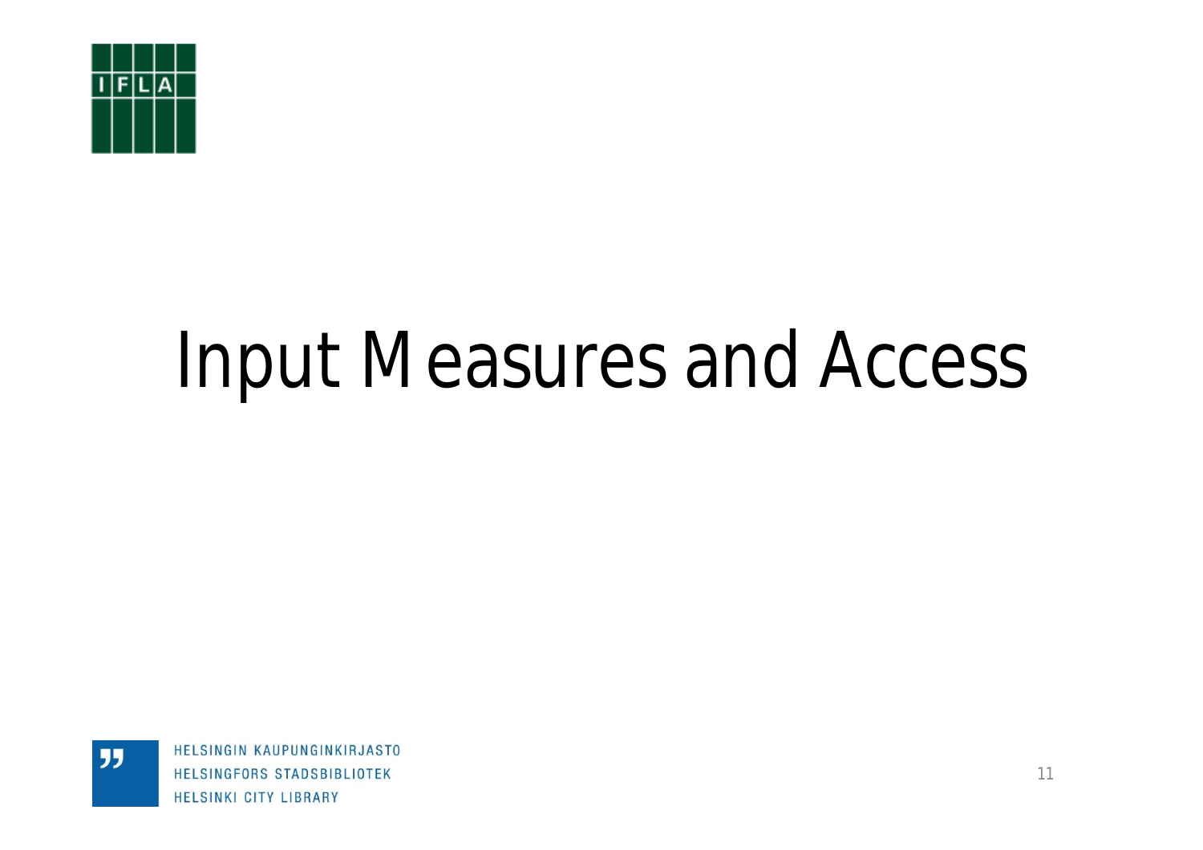# Input Measures and Access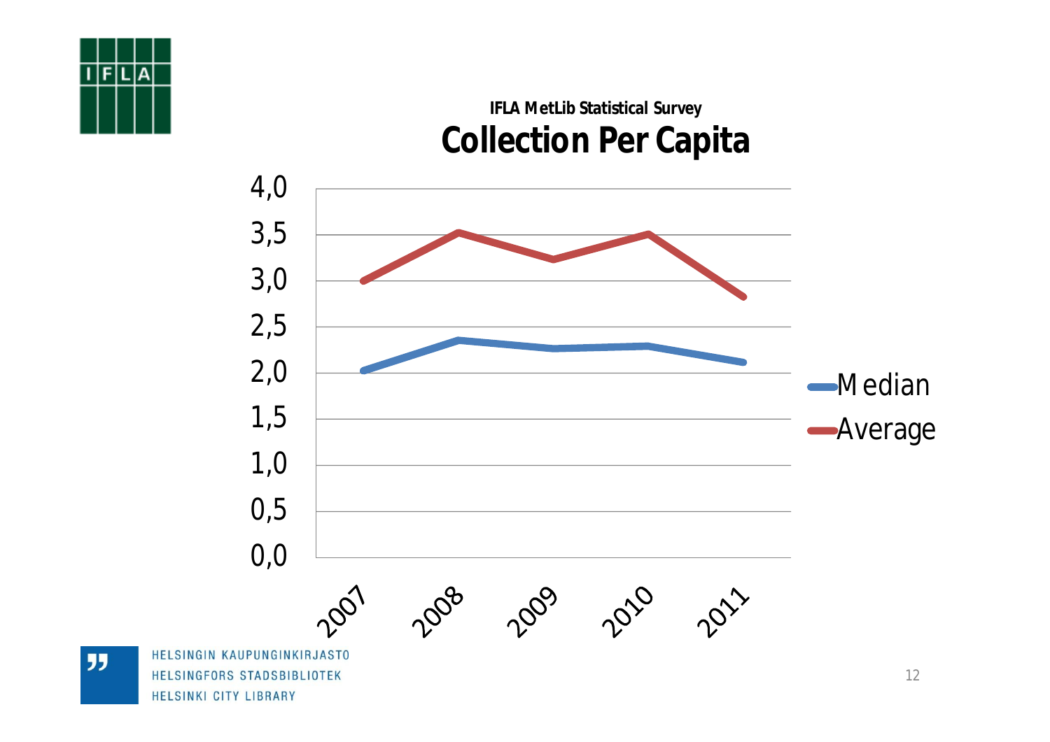IFLA MetLib Statistical Survey

## Collection Per Capita

4,0
3,5
3,0
2,5
2,0
1,5
1,0
0,5
0,0

2007 2008 2009 2010 2011

Median
Average

HELSINGIN KAUPUNGINKIRJASTO
HELSINGFORS STADSBIBLIOTEK
HELSINKI CITY LIBRARY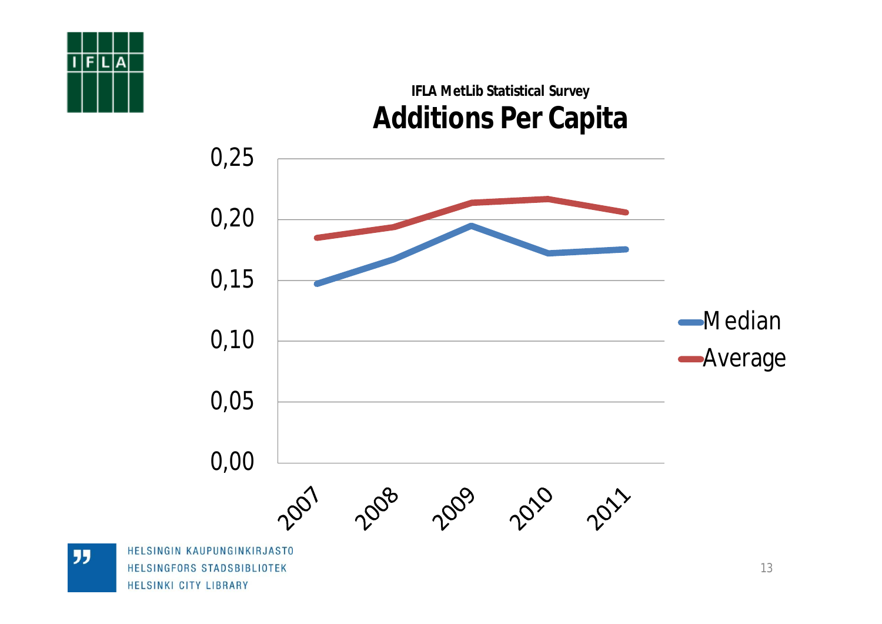IFLA MetLib Statistical Survey

# Additions Per Capita

| Year | Median | Average |
| --- | --- | --- |
| 2007 | 0,147 | 0,185 |
| 2008 | 0,168 | 0,194 |
| 2009 | 0,195 | 0,214 |
| 2010 | 0,172 | 0,217 |
| 2011 | 0,175 | 0,206 |

*Approximate values as read from the line chart (y-axis 0,00–0,25).*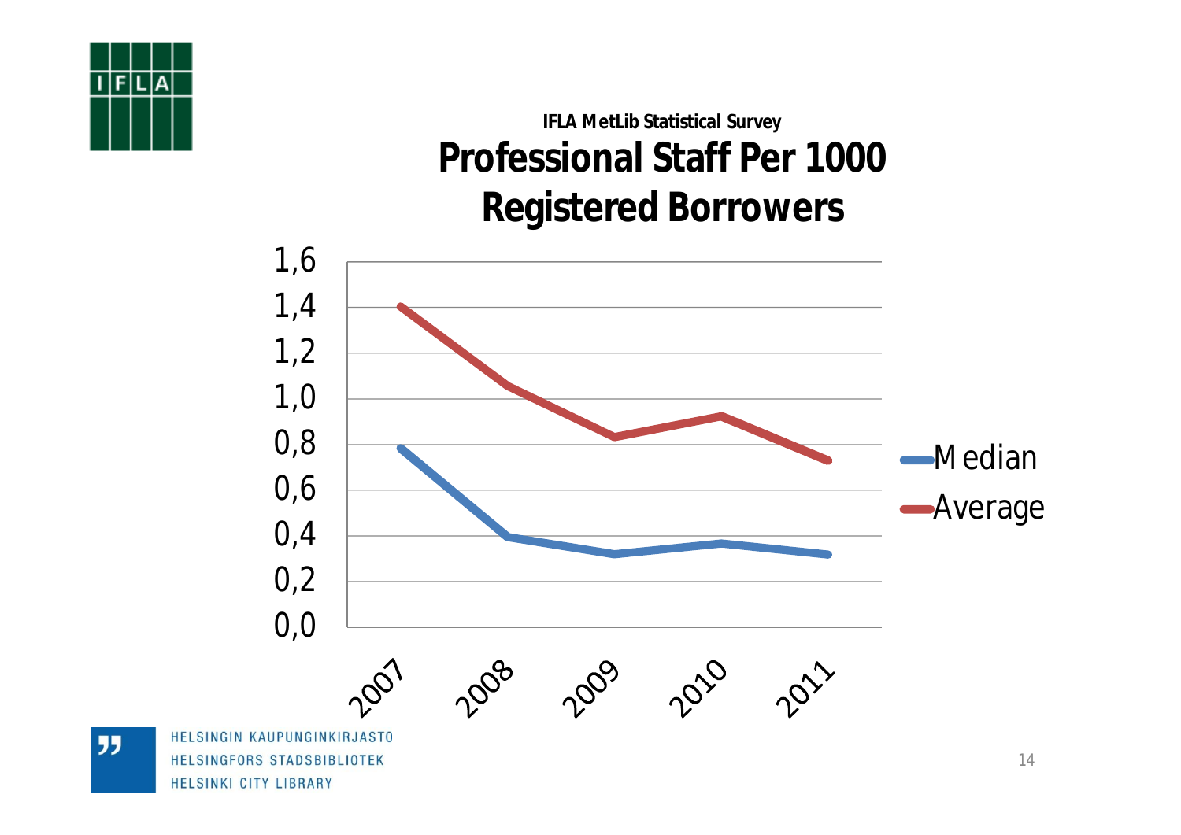IFLA MetLib Statistical Survey

# Professional Staff Per 1000 Registered Borrowers

| Year | Median | Average |
|---|---|---|
| 2007 | 0,78 | 1,40 |
| 2008 | 0,40 | 1,05 |
| 2009 | 0,32 | 0,83 |
| 2010 | 0,37 | 0,92 |
| 2011 | 0,32 | 0,73 |

HELSINGIN KAUPUNGINKIRJASTO
HELSINGFORS STADSBIBLIOTEK
HELSINKI CITY LIBRARY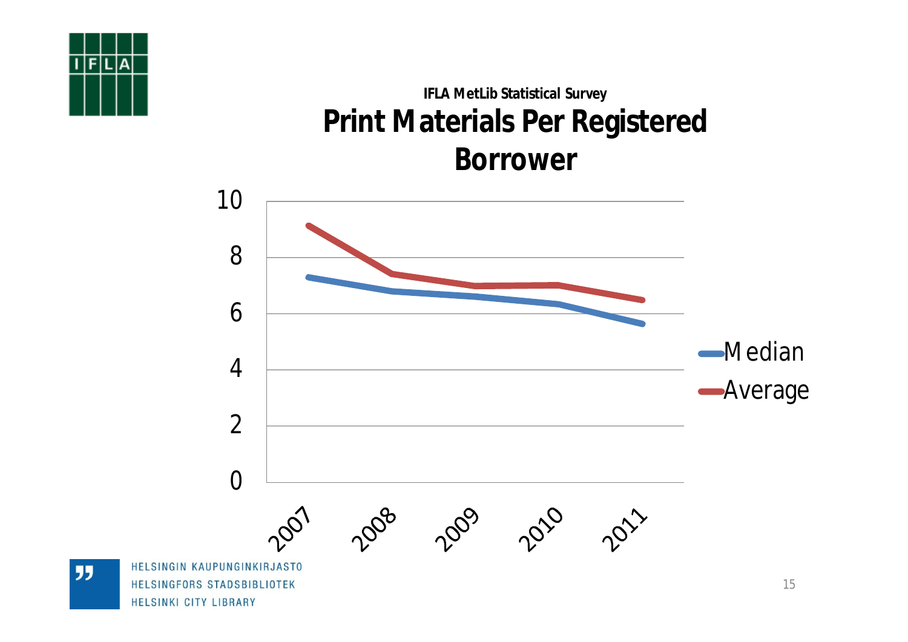IFLA MetLib Statistical Survey

# Print Materials Per Registered Borrower

| Year | Median | Average |
| --- | --- | --- |
| 2007 | | |
| 2008 | | |
| 2009 | | |
| 2010 | | |
| 2011 | | |

- Median
- Average

HELSINGIN KAUPUNGINKIRJASTO
HELSINGFORS STADSBIBLIOTEK
HELSINKI CITY LIBRARY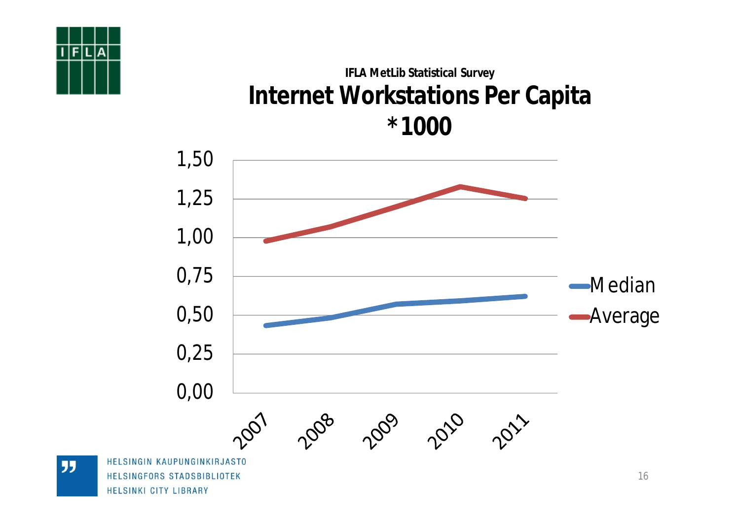IFLA MetLib Statistical Survey

# Internet Workstations Per Capita *1000

1,50
1,25
1,00
0,75
0,50
0,25
0,00

2007 2008 2009 2010 2011

Median
Average

HELSINGIN KAUPUNGINKIRJASTO
HELSINGFORS STADSBIBLIOTEK
HELSINKI CITY LIBRARY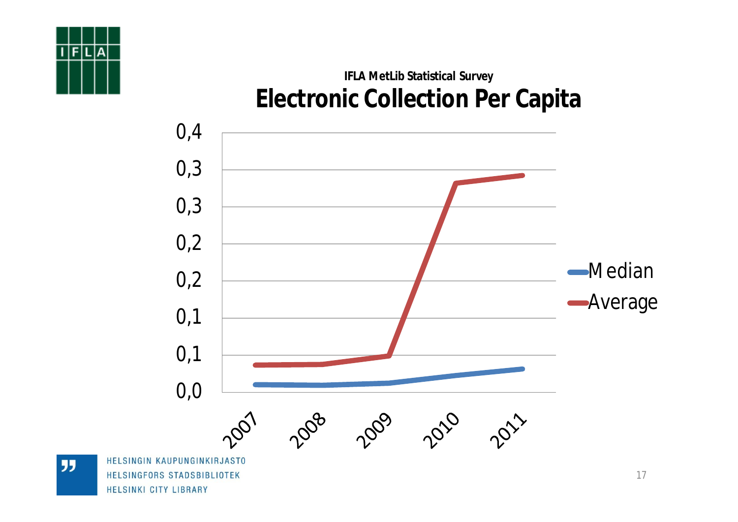IFLA MetLib Statistical Survey

# Electronic Collection Per Capita

0,4
0,3
0,3
0,2
0,2
0,1
0,1
0,0

2007 2008 2009 2010 2011

Median
Average

HELSINGIN KAUPUNGINKIRJASTO
HELSINGFORS STADSBIBLIOTEK
HELSINKI CITY LIBRARY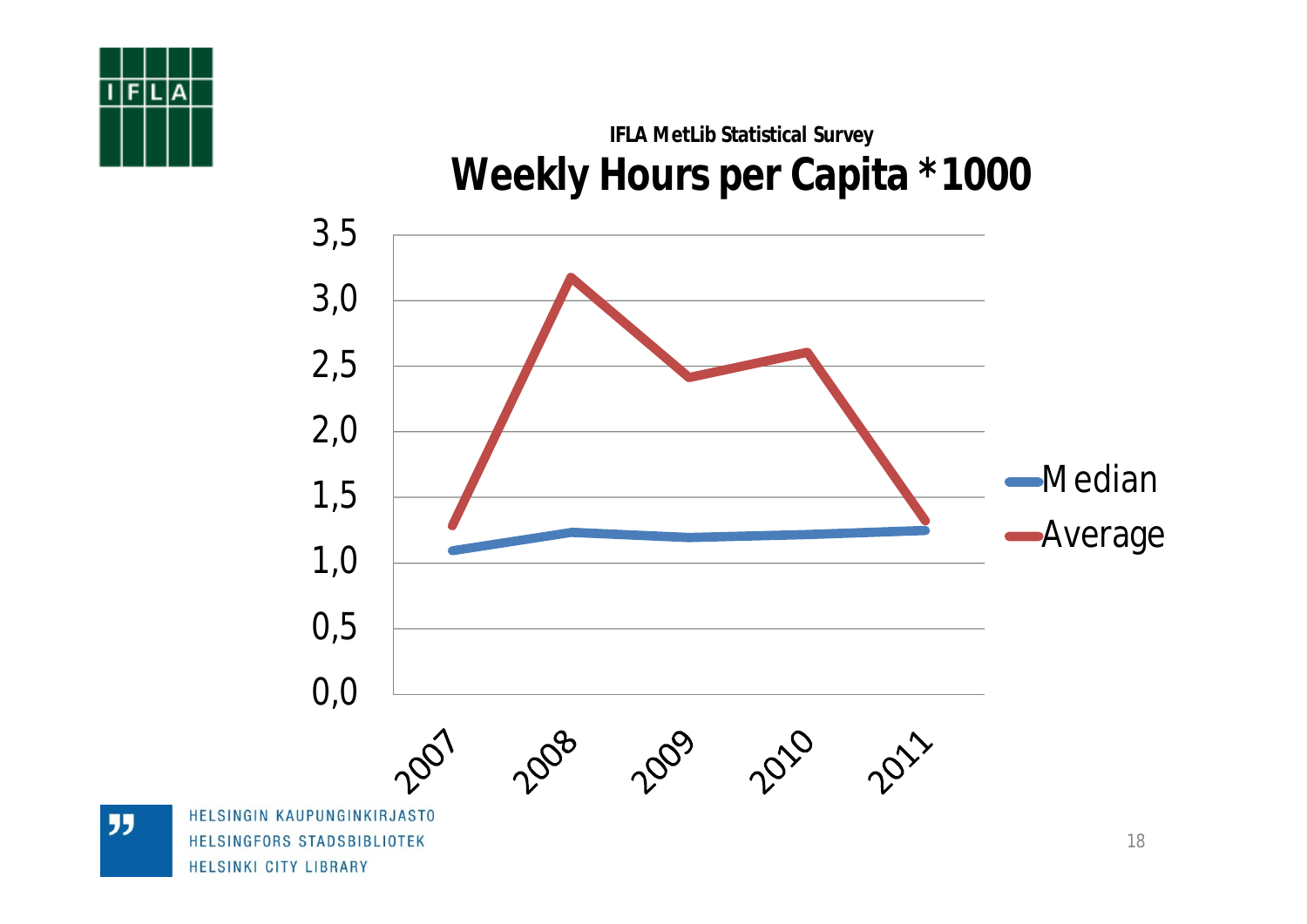IFLA MetLib Statistical Survey

# Weekly Hours per Capita *1000

| Year | Median | Average |
|---|---|---|
| 2007 | 1,1 | 1,3 |
| 2008 | 1,2 | 3,2 |
| 2009 | 1,2 | 2,4 |
| 2010 | 1,2 | 2,6 |
| 2011 | 1,2 | 1,3 |

HELSINGIN KAUPUNGINKIRJASTO
HELSINGFORS STADSBIBLIOTEK
HELSINKI CITY LIBRARY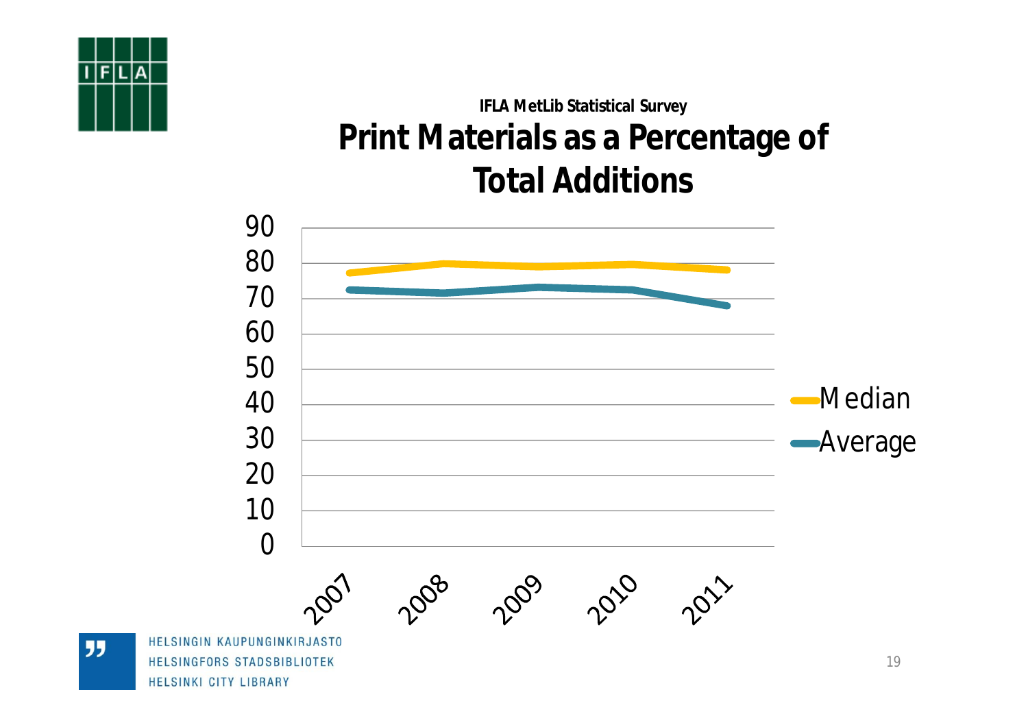IFLA MetLib Statistical Survey

## Print Materials as a Percentage of Total Additions

90
80
70
60
50
40
30
20
10
0

2007 2008 2009 2010 2011

Median
Average

HELSINGIN KAUPUNGINKIRJASTO
HELSINGFORS STADSBIBLIOTEK
HELSINKI CITY LIBRARY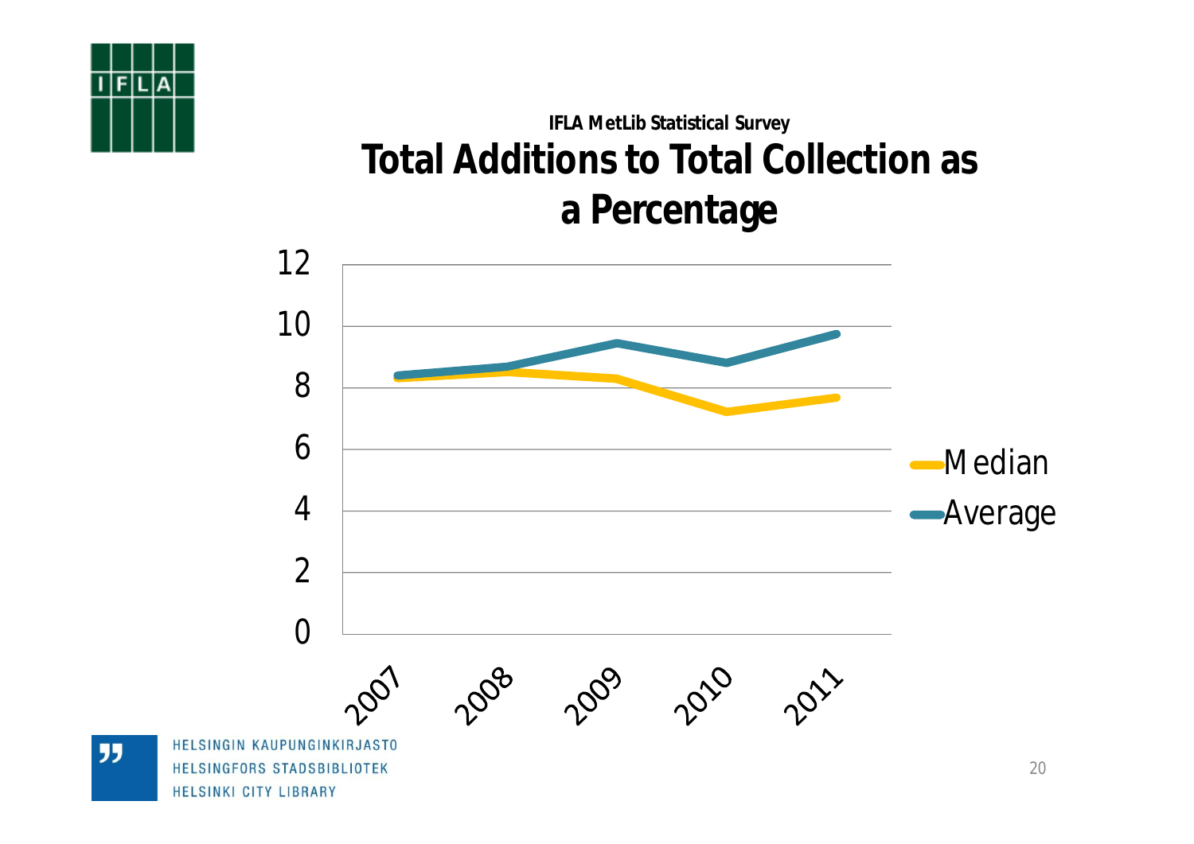IFLA MetLib Statistical Survey

# Total Additions to Total Collection as a Percentage

| Year | Median | Average |
|---|---|---|
| 2007 | 8.3 | 8.4 |
| 2008 | 8.5 | 8.7 |
| 2009 | 8.3 | 9.4 |
| 2010 | 7.2 | 8.8 |
| 2011 | 7.7 | 9.7 |

HELSINGIN KAUPUNGINKIRJASTO
HELSINGFORS STADSBIBLIOTEK
HELSINKI CITY LIBRARY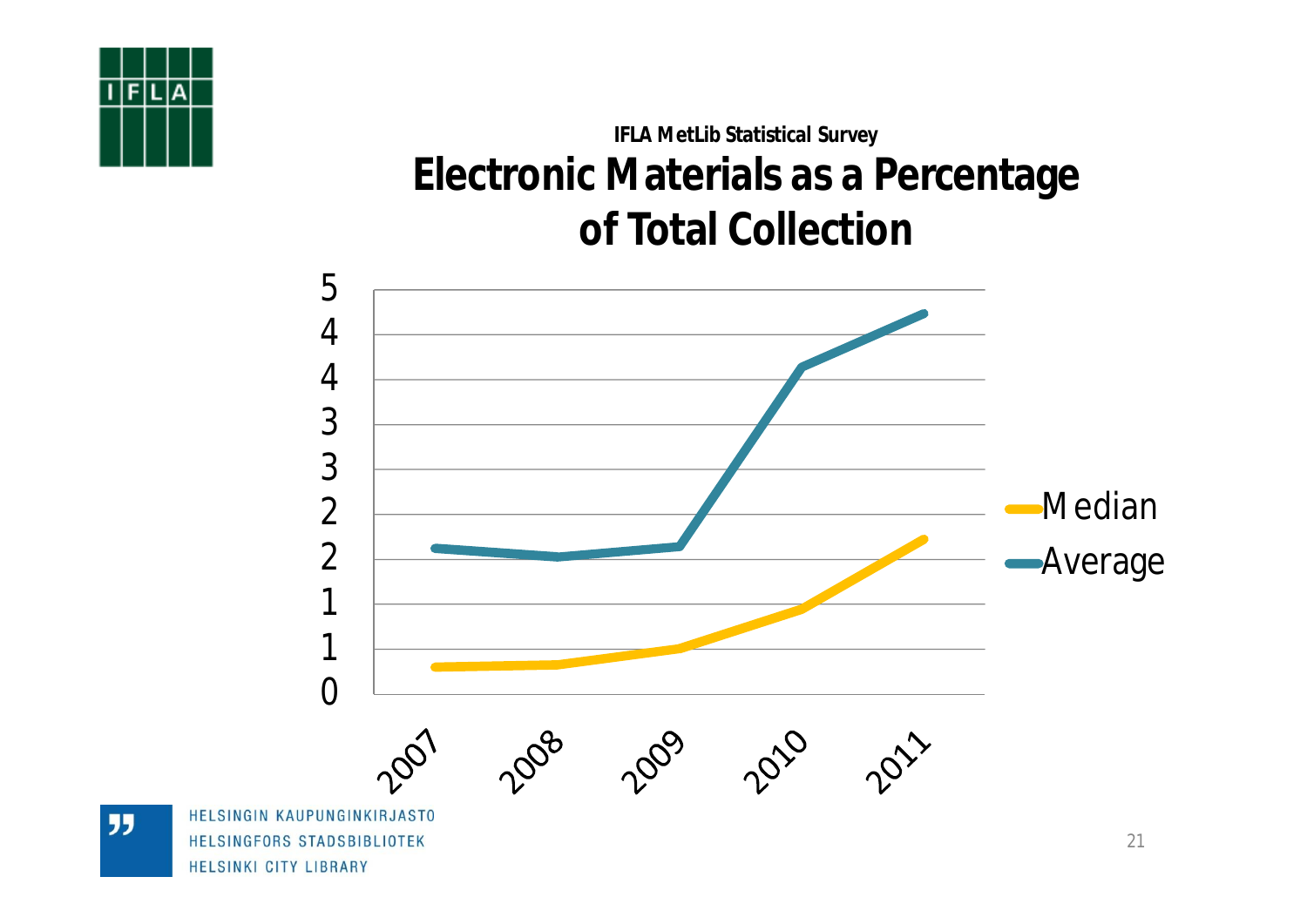IFLA MetLib Statistical Survey

# Electronic Materials as a Percentage of Total Collection

5
4
4
3
3
2
2
1
1
0

2007 2008 2009 2010 2011

Median
Average

HELSINGIN KAUPUNGINKIRJASTO
HELSINGFORS STADSBIBLIOTEK
HELSINKI CITY LIBRARY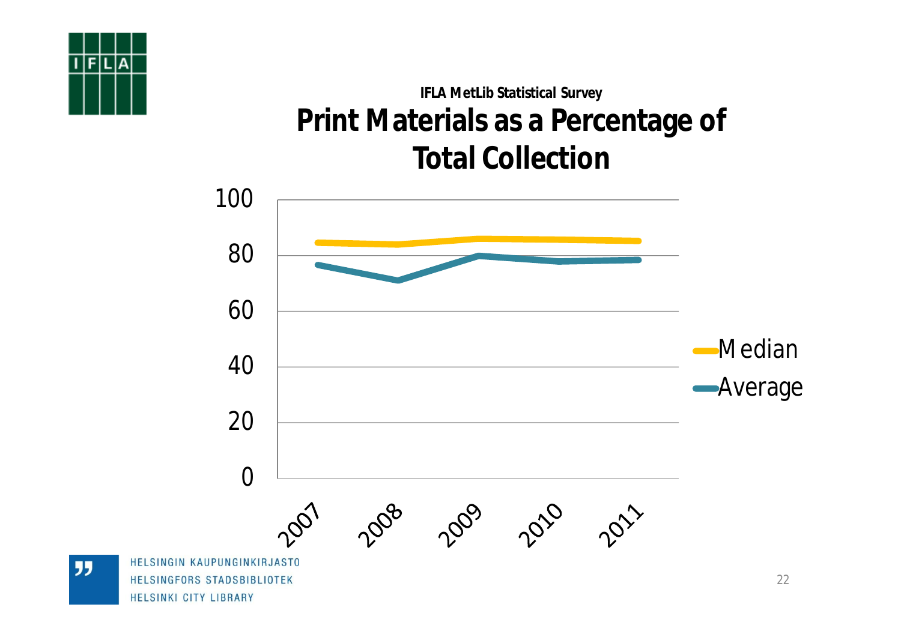IFLA MetLib Statistical Survey

# Print Materials as a Percentage of Total Collection

Legend: Median, Average

Y-axis: 0, 20, 40, 60, 80, 100

X-axis: 2007, 2008, 2009, 2010, 2011

HELSINGIN KAUPUNGINKIRJASTO
HELSINGFORS STADSBIBLIOTEK
HELSINKI CITY LIBRARY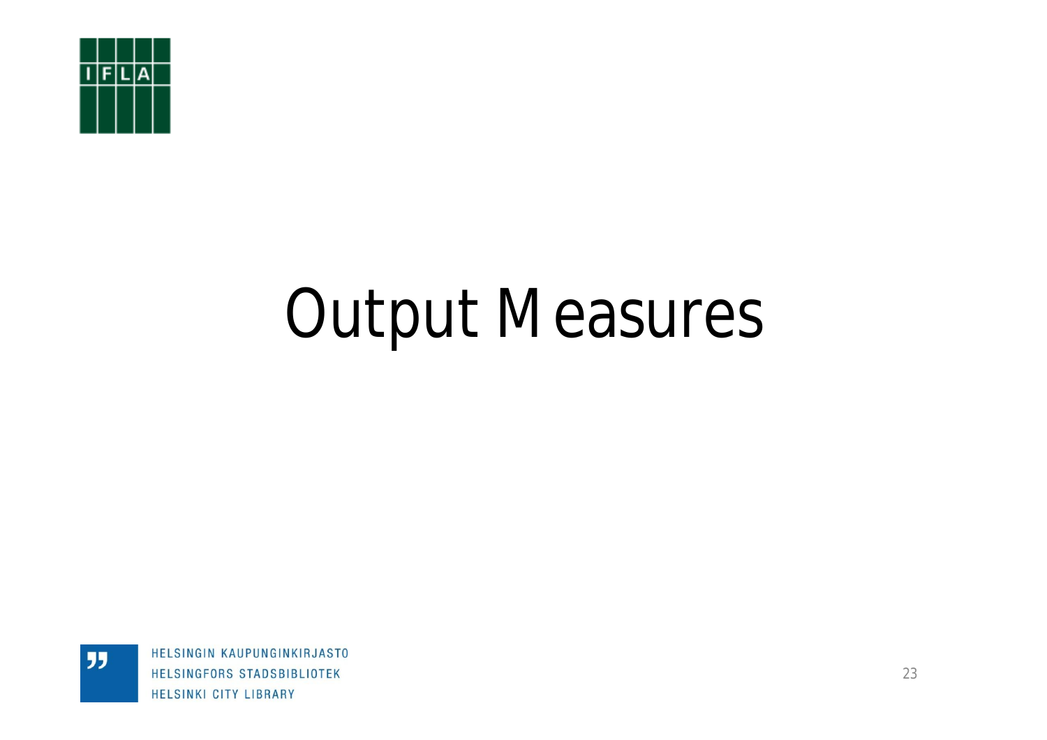# Output Measures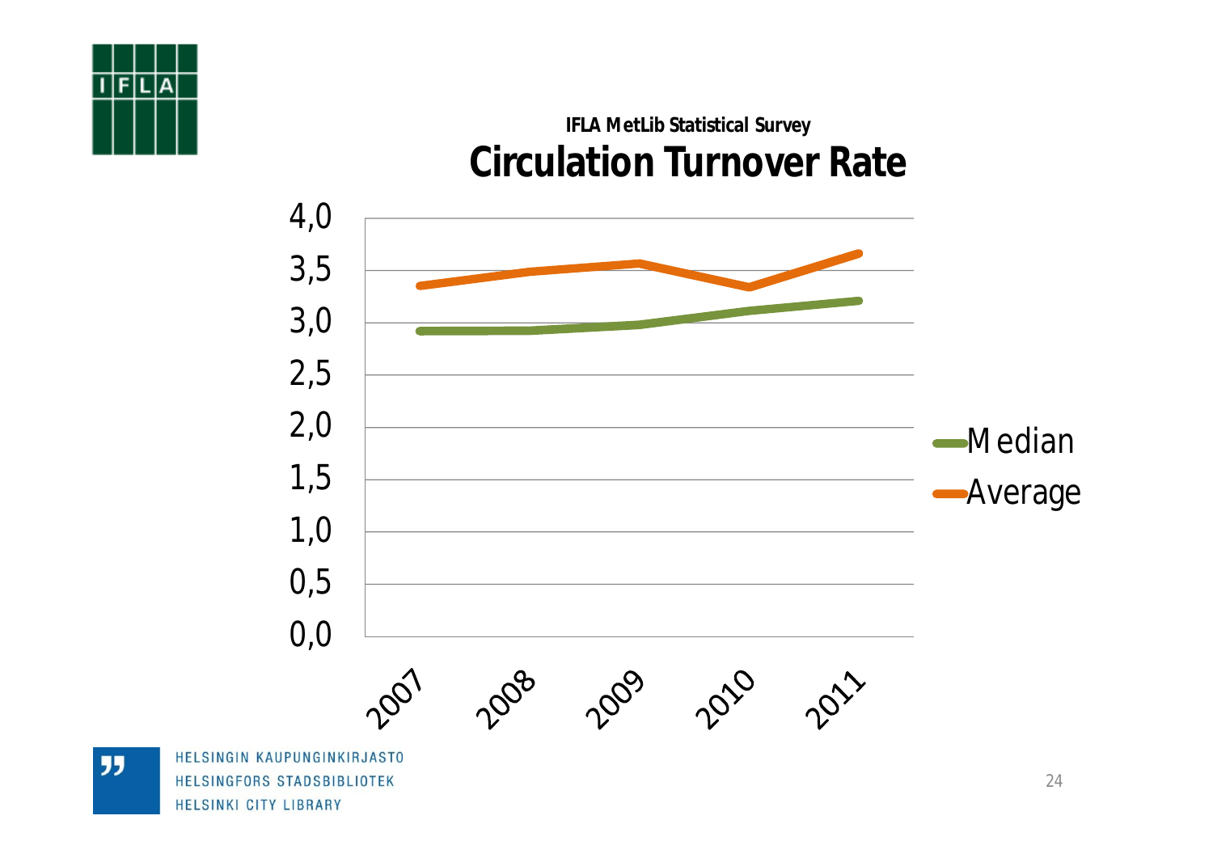IFLA MetLib Statistical Survey

## Circulation Turnover Rate

4,0
3,5
3,0
2,5
2,0
1,5
1,0
0,5
0,0

2007 2008 2009 2010 2011

Median
Average

HELSINGIN KAUPUNGINKIRJASTO
HELSINGFORS STADSBIBLIOTEK
HELSINKI CITY LIBRARY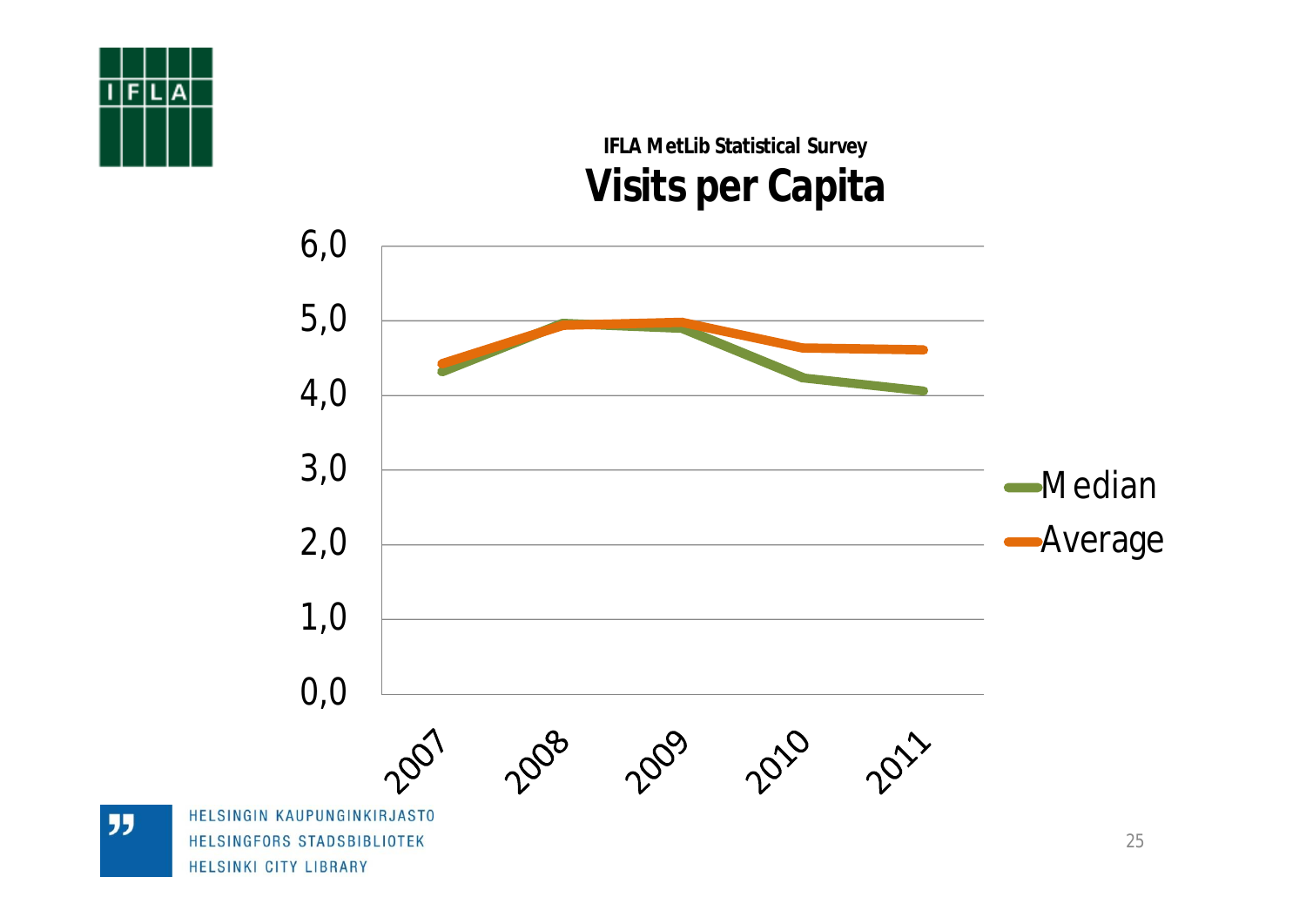IFLA MetLib Statistical Survey

## Visits per Capita

| | 2007 | 2008 | 2009 | 2010 | 2011 |
|---|---|---|---|---|---|
| Median | 4,3 | 5,0 | 4,9 | 4,2 | 4,1 |
| Average | 4,4 | 4,9 | 5,0 | 4,6 | 4,6 |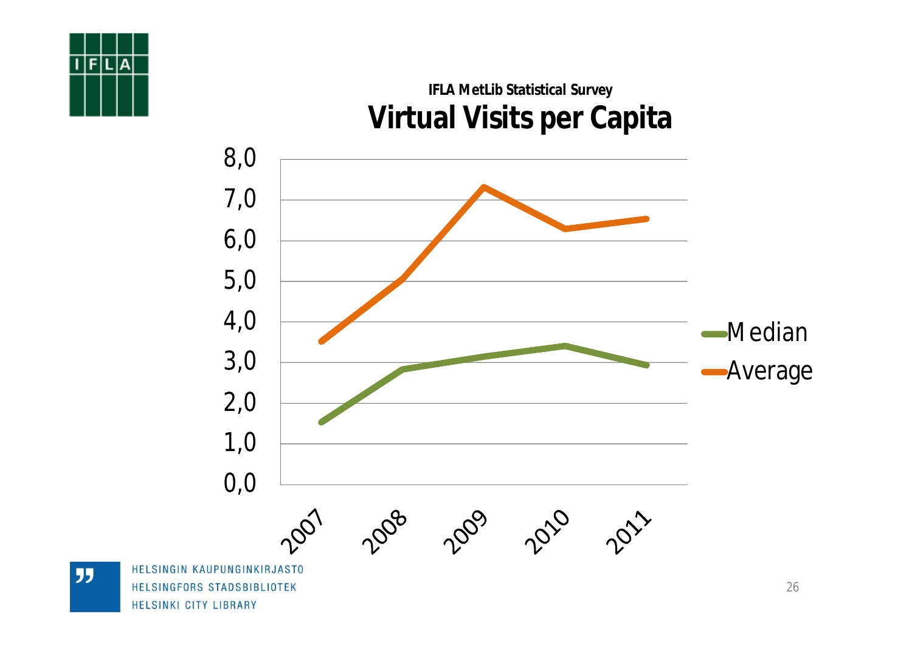IFLA MetLib Statistical Survey

# Virtual Visits per Capita

8,0
7,0
6,0
5,0
4,0
3,0
2,0
1,0
0,0

2007 2008 2009 2010 2011

Median
Average

HELSINGIN KAUPUNGINKIRJASTO
HELSINGFORS STADSBIBLIOTEK
HELSINKI CITY LIBRARY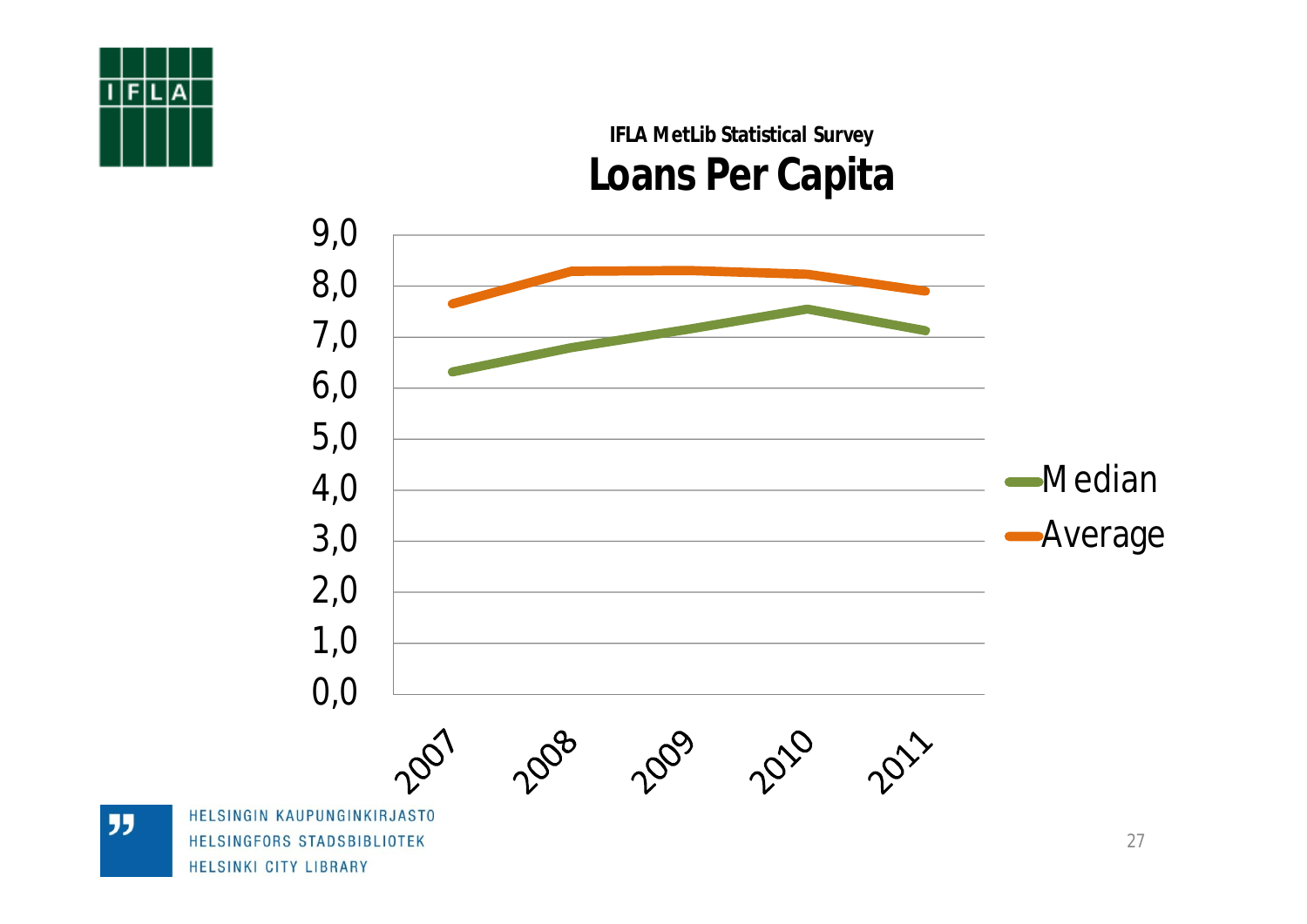IFLA MetLib Statistical Survey

## Loans Per Capita

9,0
8,0
7,0
6,0
5,0
4,0
3,0
2,0
1,0
0,0

2007 2008 2009 2010 2011

Median
Average

HELSINGIN KAUPUNGINKIRJASTO
HELSINGFORS STADSBIBLIOTEK
HELSINKI CITY LIBRARY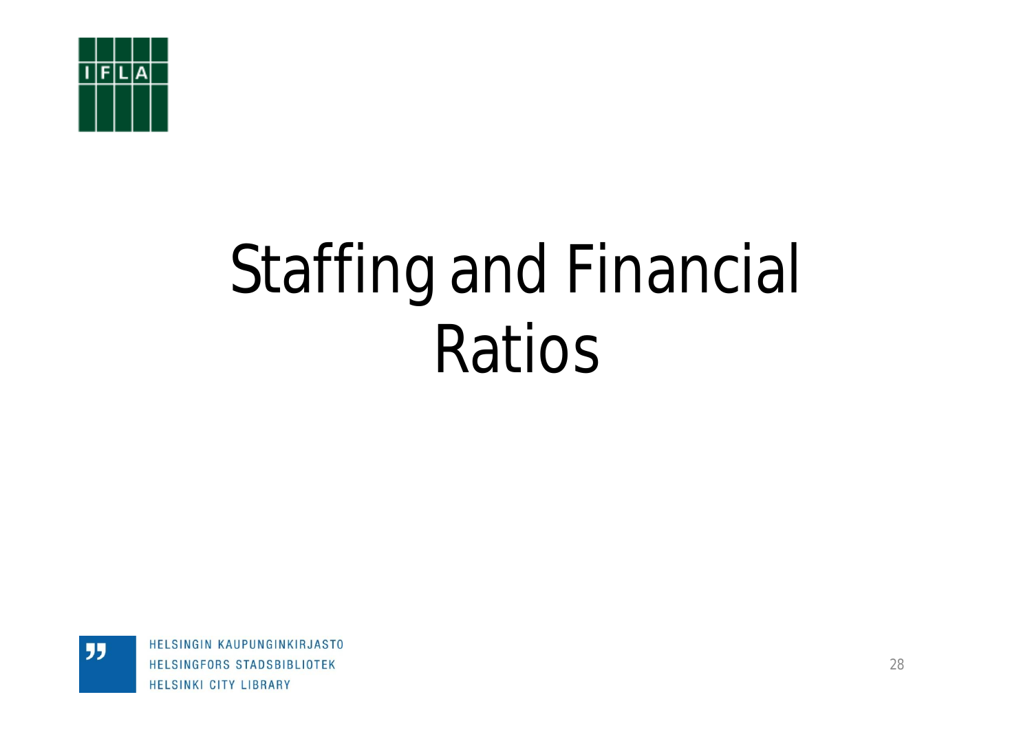# Staffing and Financial Ratios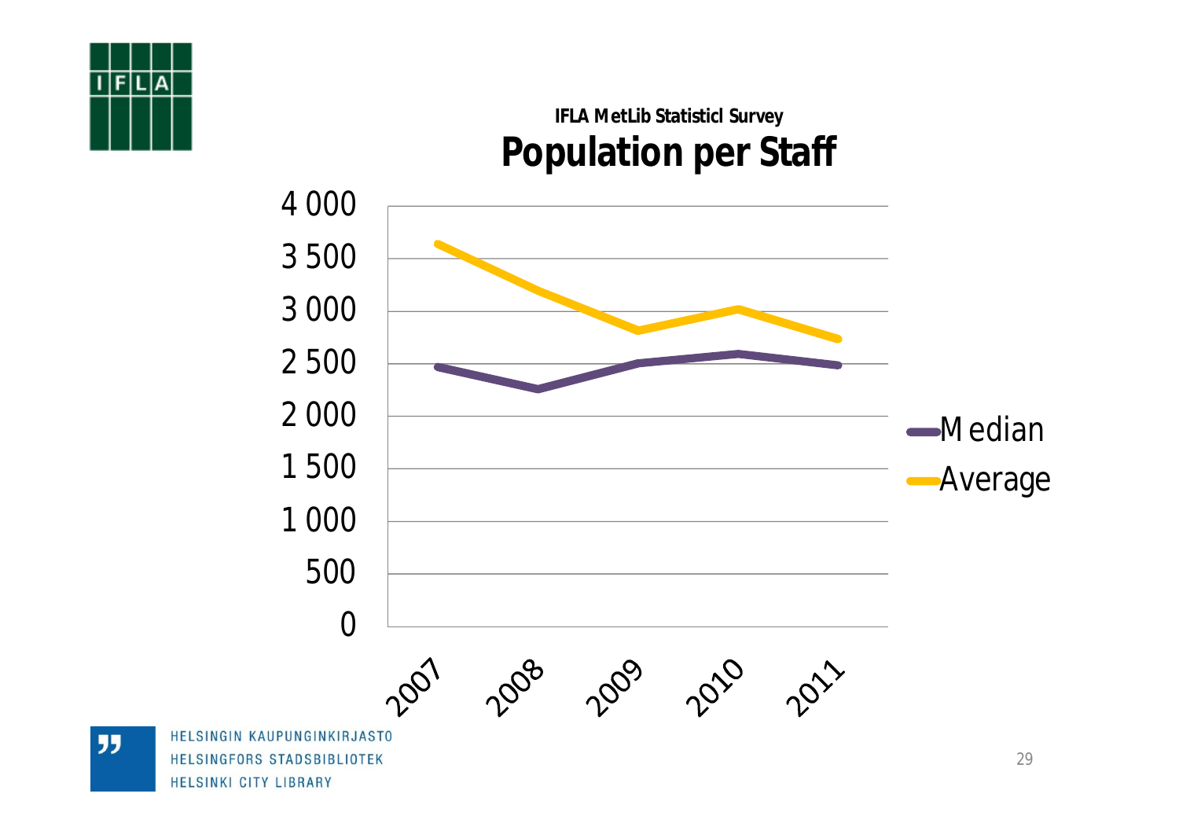IFLA MetLib Statisticl Survey

# Population per Staff

| Year | Median | Average |
| --- | --- | --- |
| 2007 | | |
| 2008 | | |
| 2009 | | |
| 2010 | | |
| 2011 | | |

HELSINGIN KAUPUNGINKIRJASTO
HELSINGFORS STADSBIBLIOTEK
HELSINKI CITY LIBRARY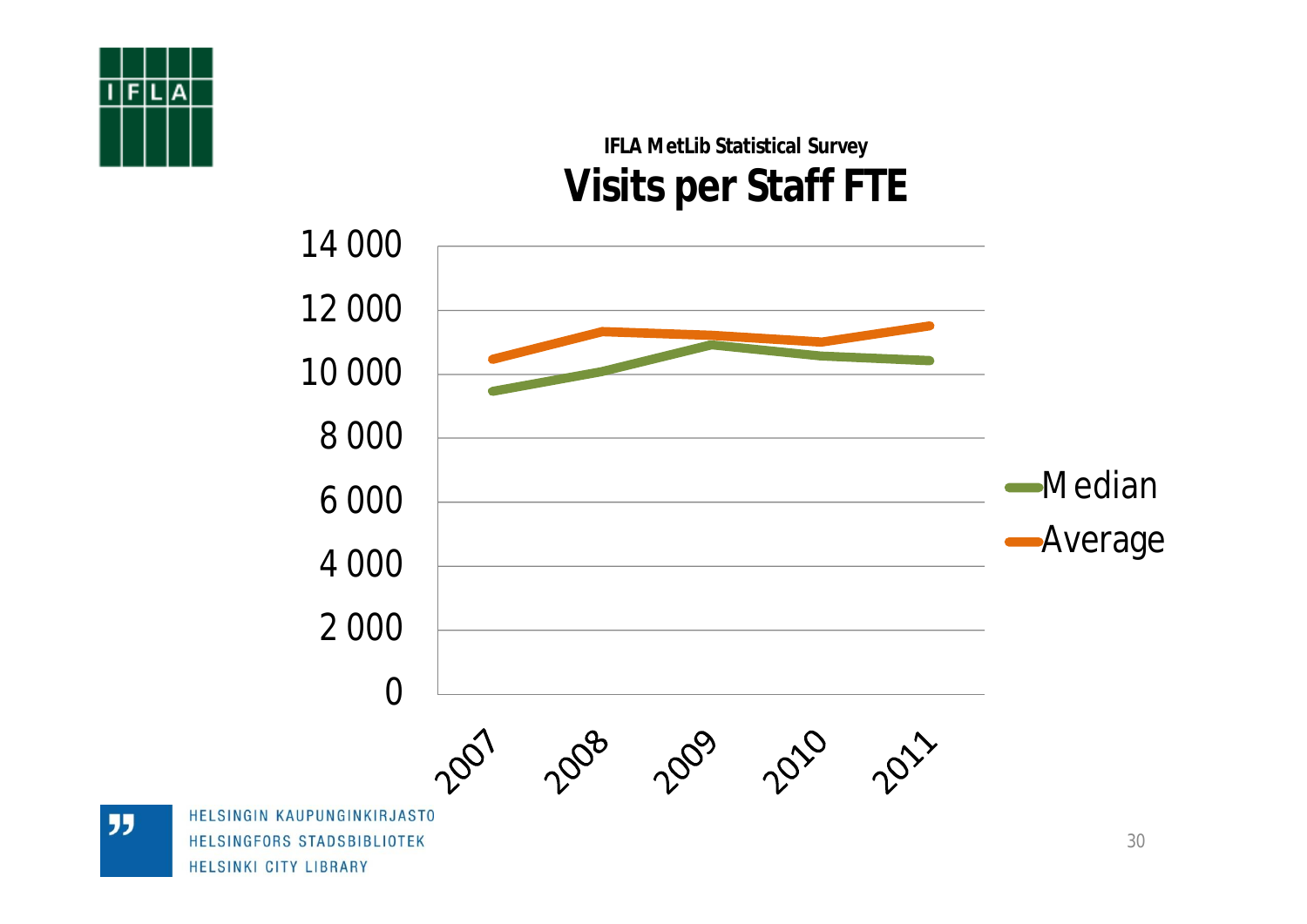IFLA MetLib Statistical Survey

# Visits per Staff FTE

14 000
12 000
10 000
8 000
6 000
4 000
2 000
0

2007 2008 2009 2010 2011

Median
Average

HELSINGIN KAUPUNGINKIRJASTO
HELSINGFORS STADSBIBLIOTEK
HELSINKI CITY LIBRARY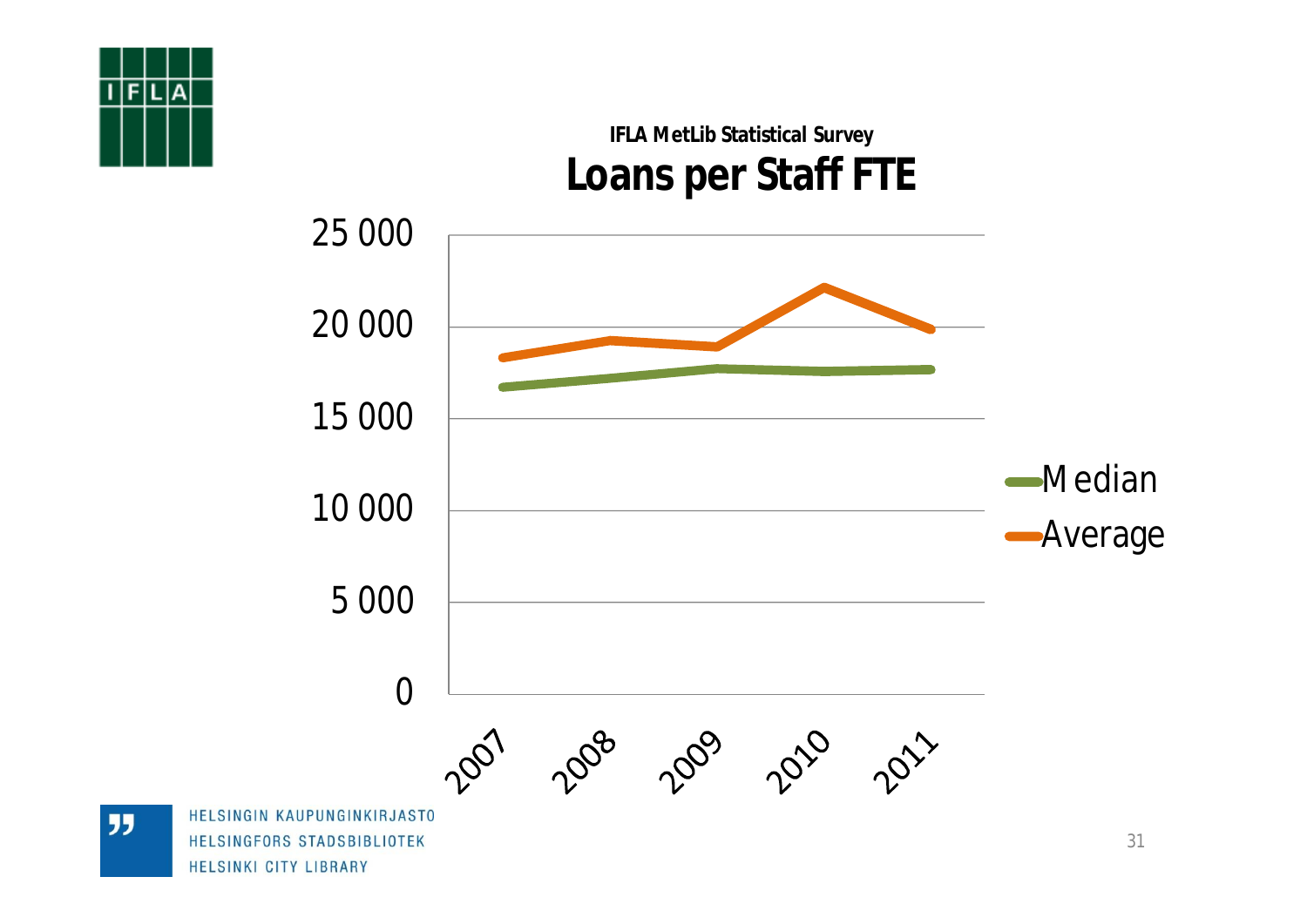**IFLA MetLib Statistical Survey**

# Loans per Staff FTE

| | 2007 | 2008 | 2009 | 2010 | 2011 |
|---|---|---|---|---|---|
| Median | | | | | |
| Average | | | | | |

Y-axis: 0, 5 000, 10 000, 15 000, 20 000, 25 000

HELSINGIN KAUPUNGINKIRJASTO
HELSINGFORS STADSBIBLIOTEK
HELSINKI CITY LIBRARY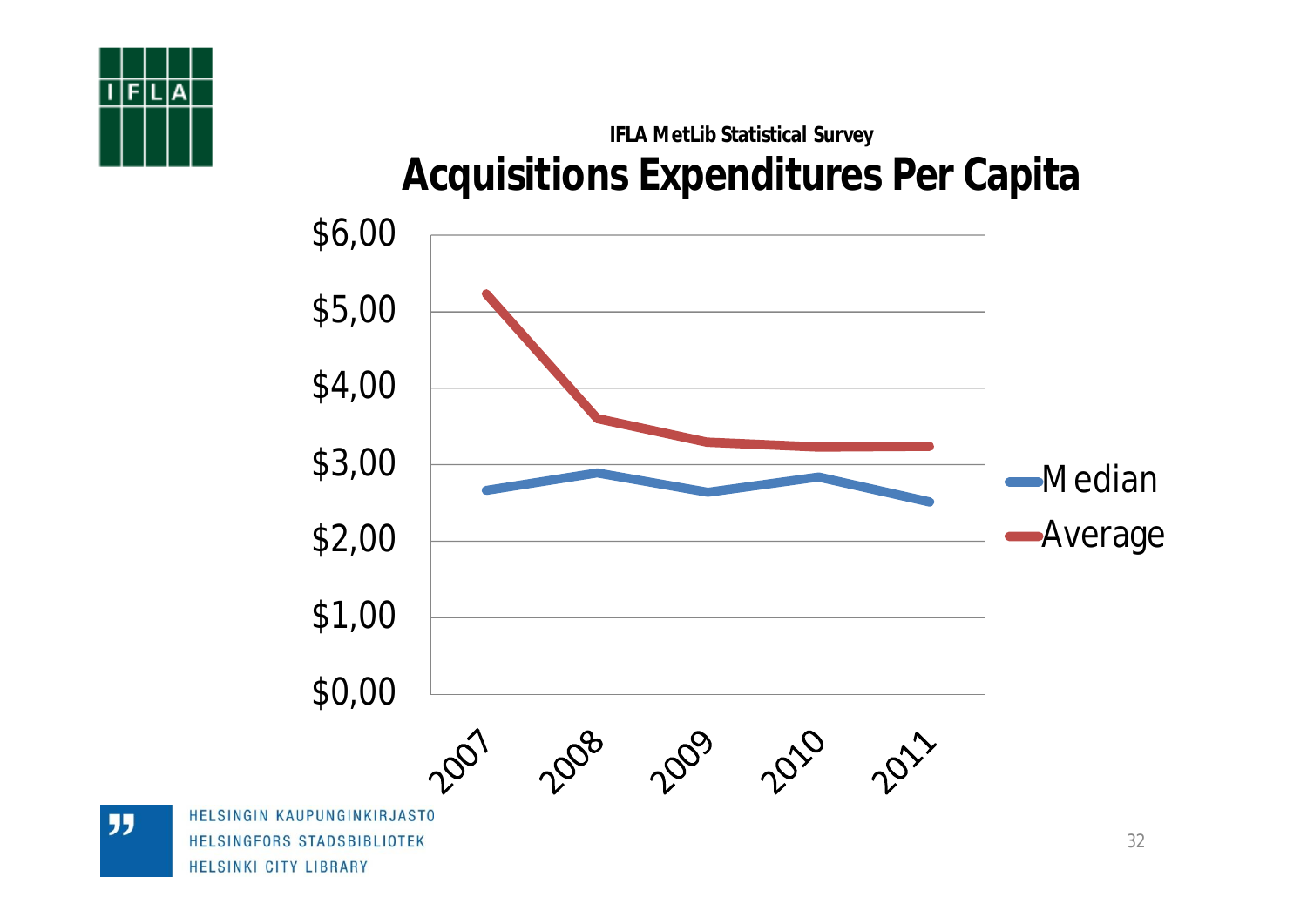IFLA MetLib Statistical Survey

# Acquisitions Expenditures Per Capita

$6,00
$5,00
$4,00
$3,00
$2,00
$1,00
$0,00

2007 2008 2009 2010 2011

Median
Average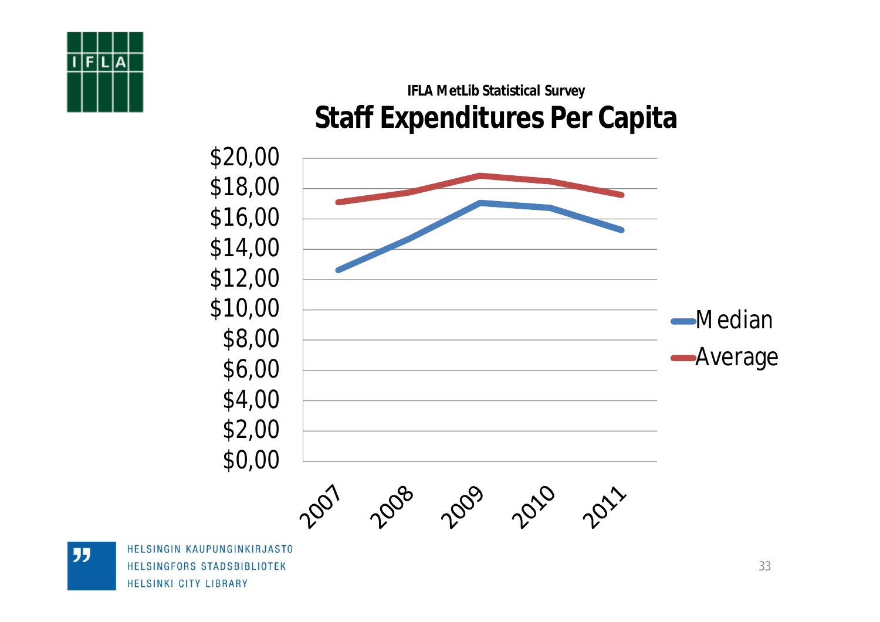IFLA MetLib Statistical Survey

# Staff Expenditures Per Capita

$20,00
$18,00
$16,00
$14,00
$12,00
$10,00
$8,00
$6,00
$4,00
$2,00
$0,00

2007 2008 2009 2010 2011

Median
Average

HELSINGIN KAUPUNGINKIRJASTO
HELSINGFORS STADSBIBLIOTEK
HELSINKI CITY LIBRARY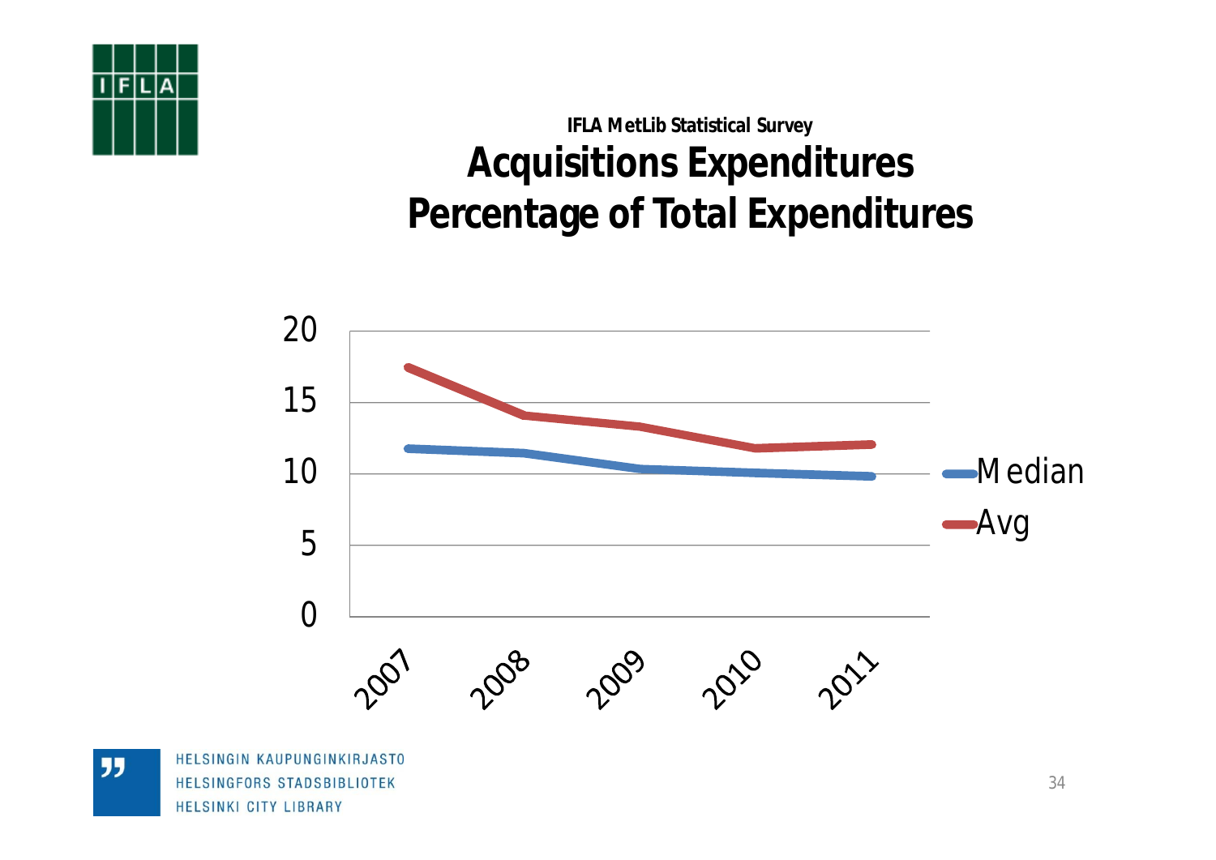IFLA MetLib Statistical Survey

## Acquisitions Expenditures Percentage of Total Expenditures

HELSINGIN KAUPUNGINKIRJASTO
HELSINGFORS STADSBIBLIOTEK
HELSINKI CITY LIBRARY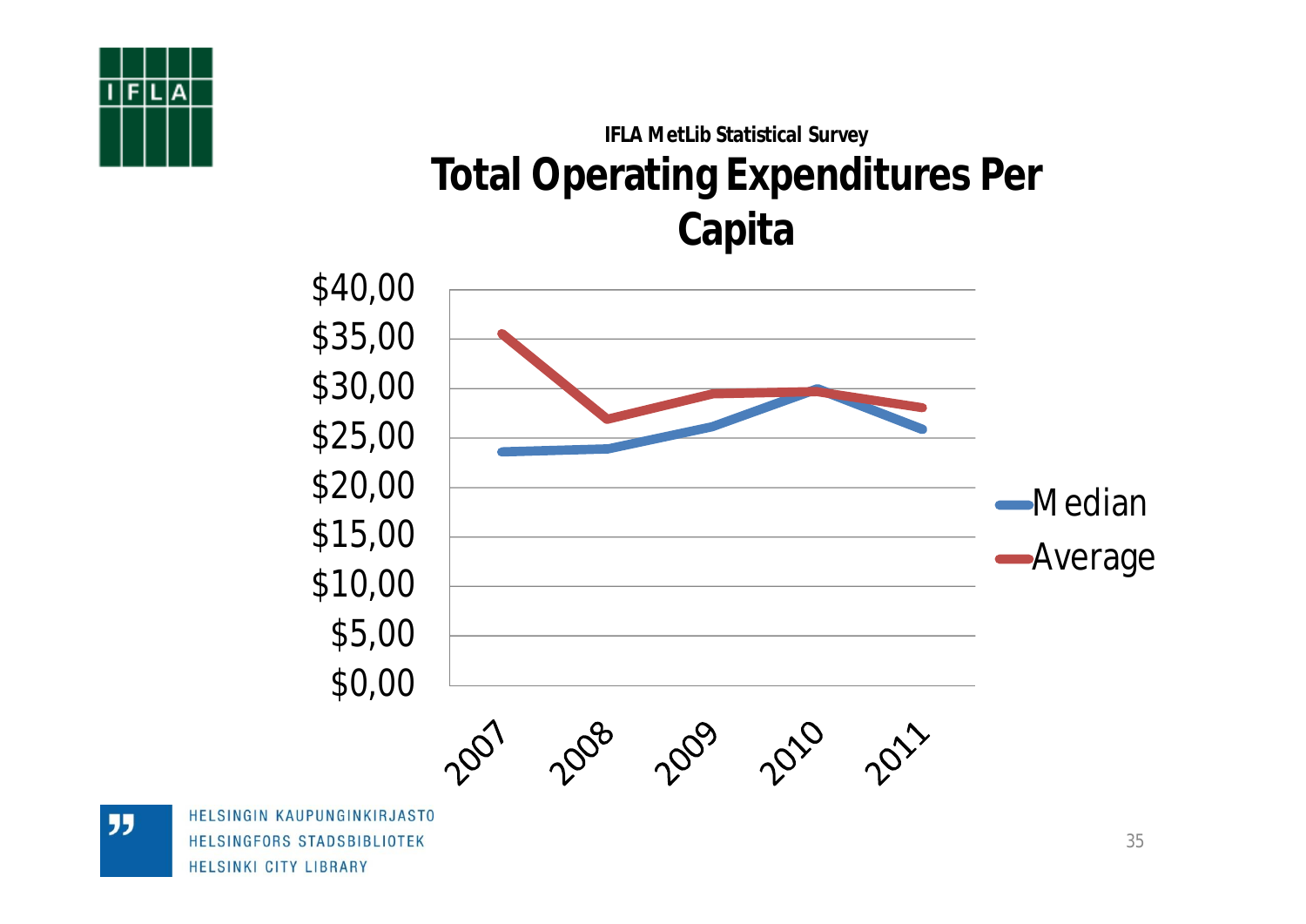IFLA MetLib Statistical Survey

# Total Operating Expenditures Per Capita

$40,00
$35,00
$30,00
$25,00
$20,00
$15,00
$10,00
$5,00
$0,00

2007 2008 2009 2010 2011

Median
Average

HELSINGIN KAUPUNGINKIRJASTO
HELSINGFORS STADSBIBLIOTEK
HELSINKI CITY LIBRARY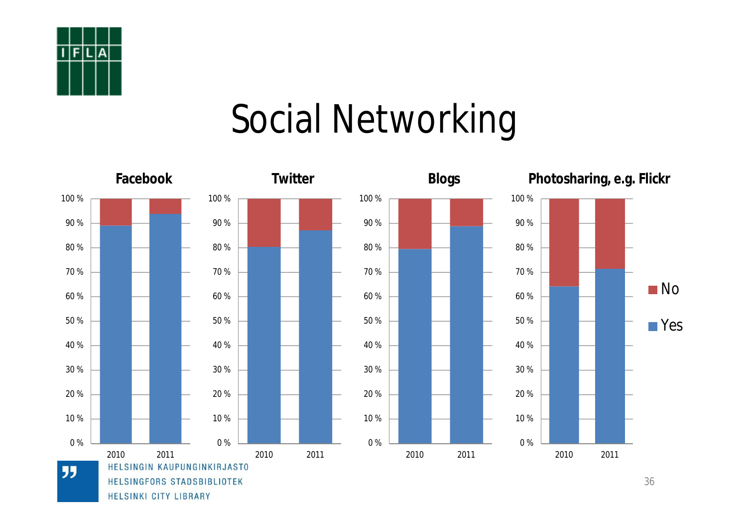# Social Networking

**Facebook** | **Twitter** | **Blogs** | **Photosharing, e.g. Flickr**

100 %
90 %
80 %
70 %
60 %
50 %
40 %
30 %
20 %
10 %
0 %

2010 2011

No
Yes

HELSINGIN KAUPUNGINKIRJASTO
HELSINGFORS STADSBIBLIOTEK
HELSINKI CITY LIBRARY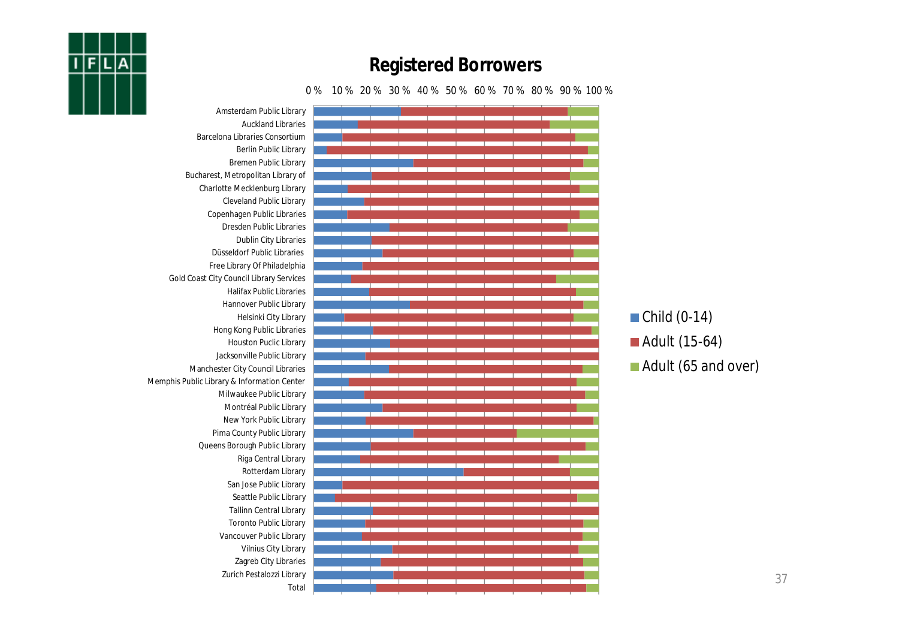## Registered Borrowers

| Library | Child (0-14) | Adult (15-64) | Adult (65 and over) |
|---|---|---|---|
| Amsterdam Public Library | | | |
| Auckland Libraries | | | |
| Barcelona Libraries Consortium | | | |
| Berlin Public Library | | | |
| Bremen Public Library | | | |
| Bucharest, Metropolitan Library of | | | |
| Charlotte Mecklenburg Library | | | |
| Cleveland Public Library | | | |
| Copenhagen Public Libraries | | | |
| Dresden Public Libraries | | | |
| Dublin City Libraries | | | |
| Düsseldorf Public Libraries | | | |
| Free Library Of Philadelphia | | | |
| Gold Coast City Council Library Services | | | |
| Halifax Public Libraries | | | |
| Hannover Public Library | | | |
| Helsinki City Library | | | |
| Hong Kong Public Libraries | | | |
| Houston Puclic Library | | | |
| Jacksonville Public Library | | | |
| Manchester City Council Libraries | | | |
| Memphis Public Library & Information Center | | | |
| Milwaukee Public Library | | | |
| Montréal Public Library | | | |
| New York Public Library | | | |
| Pima County Public Library | | | |
| Queens Borough Public Library | | | |
| Riga Central Library | | | |
| Rotterdam Library | | | |
| San Jose Public Library | | | |
| Seattle Public Library | | | |
| Tallinn Central Library | | | |
| Toronto Public Library | | | |
| Vancouver Public Library | | | |
| Vilnius City Library | | | |
| Zagreb City Libraries | | | |
| Zurich Pestalozzi Library | | | |
| Total | | | |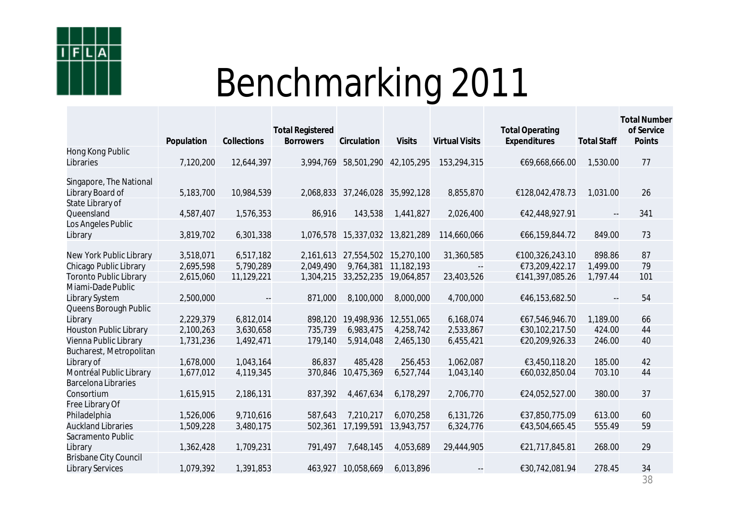# Benchmarking 2011

| | Population | Collections | Total Registered Borrowers | Circulation | Visits | Virtual Visits | Total Operating Expenditures | Total Staff | Total Number of Service Points |
|---|---|---|---|---|---|---|---|---|---|
| Hong Kong Public Libraries | 7,120,200 | 12,644,397 | 3,994,769 | 58,501,290 | 42,105,295 | 153,294,315 | €69,668,666.00 | 1,530.00 | 77 |
| Singapore, The National Library Board of | 5,183,700 | 10,984,539 | 2,068,833 | 37,246,028 | 35,992,128 | 8,855,870 | €128,042,478.73 | 1,031.00 | 26 |
| State Library of Queensland | 4,587,407 | 1,576,353 | 86,916 | 143,538 | 1,441,827 | 2,026,400 | €42,448,927.91 | -- | 341 |
| Los Angeles Public Library | 3,819,702 | 6,301,338 | 1,076,578 | 15,337,032 | 13,821,289 | 114,660,066 | €66,159,844.72 | 849.00 | 73 |
| New York Public Library | 3,518,071 | 6,517,182 | 2,161,613 | 27,554,502 | 15,270,100 | 31,360,585 | €100,326,243.10 | 898.86 | 87 |
| Chicago Public Library | 2,695,598 | 5,790,289 | 2,049,490 | 9,764,381 | 11,182,193 | -- | €73,209,422.17 | 1,499.00 | 79 |
| Toronto Public Library | 2,615,060 | 11,129,221 | 1,304,215 | 33,252,235 | 19,064,857 | 23,403,526 | €141,397,085.26 | 1,797.44 | 101 |
| Miami-Dade Public Library System | 2,500,000 | -- | 871,000 | 8,100,000 | 8,000,000 | 4,700,000 | €46,153,682.50 | -- | 54 |
| Queens Borough Public Library | 2,229,379 | 6,812,014 | 898,120 | 19,498,936 | 12,551,065 | 6,168,074 | €67,546,946.70 | 1,189.00 | 66 |
| Houston Public Library | 2,100,263 | 3,630,658 | 735,739 | 6,983,475 | 4,258,742 | 2,533,867 | €30,102,217.50 | 424.00 | 44 |
| Vienna Public Library | 1,731,236 | 1,492,471 | 179,140 | 5,914,048 | 2,465,130 | 6,455,421 | €20,209,926.33 | 246.00 | 40 |
| Bucharest, Metropolitan Library of | 1,678,000 | 1,043,164 | 86,837 | 485,428 | 256,453 | 1,062,087 | €3,450,118.20 | 185.00 | 42 |
| Montréal Public Library | 1,677,012 | 4,119,345 | 370,846 | 10,475,369 | 6,527,744 | 1,043,140 | €60,032,850.04 | 703.10 | 44 |
| Barcelona Libraries Consortium | 1,615,915 | 2,186,131 | 837,392 | 4,467,634 | 6,178,297 | 2,706,770 | €24,052,527.00 | 380.00 | 37 |
| Free Library Of Philadelphia | 1,526,006 | 9,710,616 | 587,643 | 7,210,217 | 6,070,258 | 6,131,726 | €37,850,775.09 | 613.00 | 60 |
| Auckland Libraries | 1,509,228 | 3,480,175 | 502,361 | 17,199,591 | 13,943,757 | 6,324,776 | €43,504,665.45 | 555.49 | 59 |
| Sacramento Public Library | 1,362,428 | 1,709,231 | 791,497 | 7,648,145 | 4,053,689 | 29,444,905 | €21,717,845.81 | 268.00 | 29 |
| Brisbane City Council Library Services | 1,079,392 | 1,391,853 | 463,927 | 10,058,669 | 6,013,896 | -- | €30,742,081.94 | 278.45 | 34 |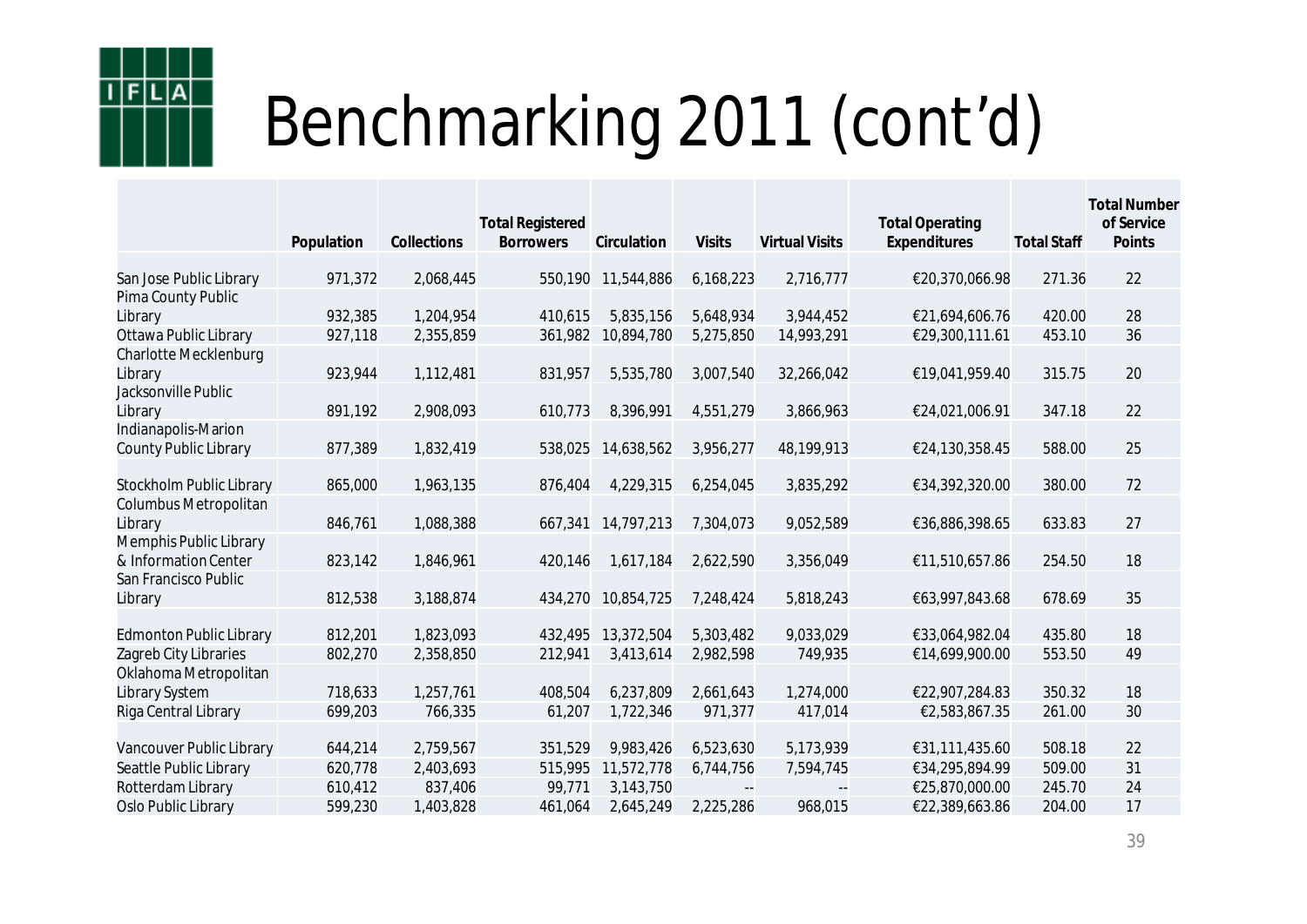# Benchmarking 2011 (cont'd)

| | Population | Collections | Total Registered Borrowers | Circulation | Visits | Virtual Visits | Total Operating Expenditures | Total Staff | Total Number of Service Points |
|---|---|---|---|---|---|---|---|---|---|
| San Jose Public Library | 971,372 | 2,068,445 | 550,190 | 11,544,886 | 6,168,223 | 2,716,777 | €20,370,066.98 | 271.36 | 22 |
| Pima County Public Library | 932,385 | 1,204,954 | 410,615 | 5,835,156 | 5,648,934 | 3,944,452 | €21,694,606.76 | 420.00 | 28 |
| Ottawa Public Library | 927,118 | 2,355,859 | 361,982 | 10,894,780 | 5,275,850 | 14,993,291 | €29,300,111.61 | 453.10 | 36 |
| Charlotte Mecklenburg Library | 923,944 | 1,112,481 | 831,957 | 5,535,780 | 3,007,540 | 32,266,042 | €19,041,959.40 | 315.75 | 20 |
| Jacksonville Public Library | 891,192 | 2,908,093 | 610,773 | 8,396,991 | 4,551,279 | 3,866,963 | €24,021,006.91 | 347.18 | 22 |
| Indianapolis-Marion County Public Library | 877,389 | 1,832,419 | 538,025 | 14,638,562 | 3,956,277 | 48,199,913 | €24,130,358.45 | 588.00 | 25 |
| Stockholm Public Library | 865,000 | 1,963,135 | 876,404 | 4,229,315 | 6,254,045 | 3,835,292 | €34,392,320.00 | 380.00 | 72 |
| Columbus Metropolitan Library | 846,761 | 1,088,388 | 667,341 | 14,797,213 | 7,304,073 | 9,052,589 | €36,886,398.65 | 633.83 | 27 |
| Memphis Public Library & Information Center | 823,142 | 1,846,961 | 420,146 | 1,617,184 | 2,622,590 | 3,356,049 | €11,510,657.86 | 254.50 | 18 |
| San Francisco Public Library | 812,538 | 3,188,874 | 434,270 | 10,854,725 | 7,248,424 | 5,818,243 | €63,997,843.68 | 678.69 | 35 |
| Edmonton Public Library | 812,201 | 1,823,093 | 432,495 | 13,372,504 | 5,303,482 | 9,033,029 | €33,064,982.04 | 435.80 | 18 |
| Zagreb City Libraries | 802,270 | 2,358,850 | 212,941 | 3,413,614 | 2,982,598 | 749,935 | €14,699,900.00 | 553.50 | 49 |
| Oklahoma Metropolitan Library System | 718,633 | 1,257,761 | 408,504 | 6,237,809 | 2,661,643 | 1,274,000 | €22,907,284.83 | 350.32 | 18 |
| Riga Central Library | 699,203 | 766,335 | 61,207 | 1,722,346 | 971,377 | 417,014 | €2,583,867.35 | 261.00 | 30 |
| Vancouver Public Library | 644,214 | 2,759,567 | 351,529 | 9,983,426 | 6,523,630 | 5,173,939 | €31,111,435.60 | 508.18 | 22 |
| Seattle Public Library | 620,778 | 2,403,693 | 515,995 | 11,572,778 | 6,744,756 | 7,594,745 | €34,295,894.99 | 509.00 | 31 |
| Rotterdam Library | 610,412 | 837,406 | 99,771 | 3,143,750 | -- | -- | €25,870,000.00 | 245.70 | 24 |
| Oslo Public Library | 599,230 | 1,403,828 | 461,064 | 2,645,249 | 2,225,286 | 968,015 | €22,389,663.86 | 204.00 | 17 |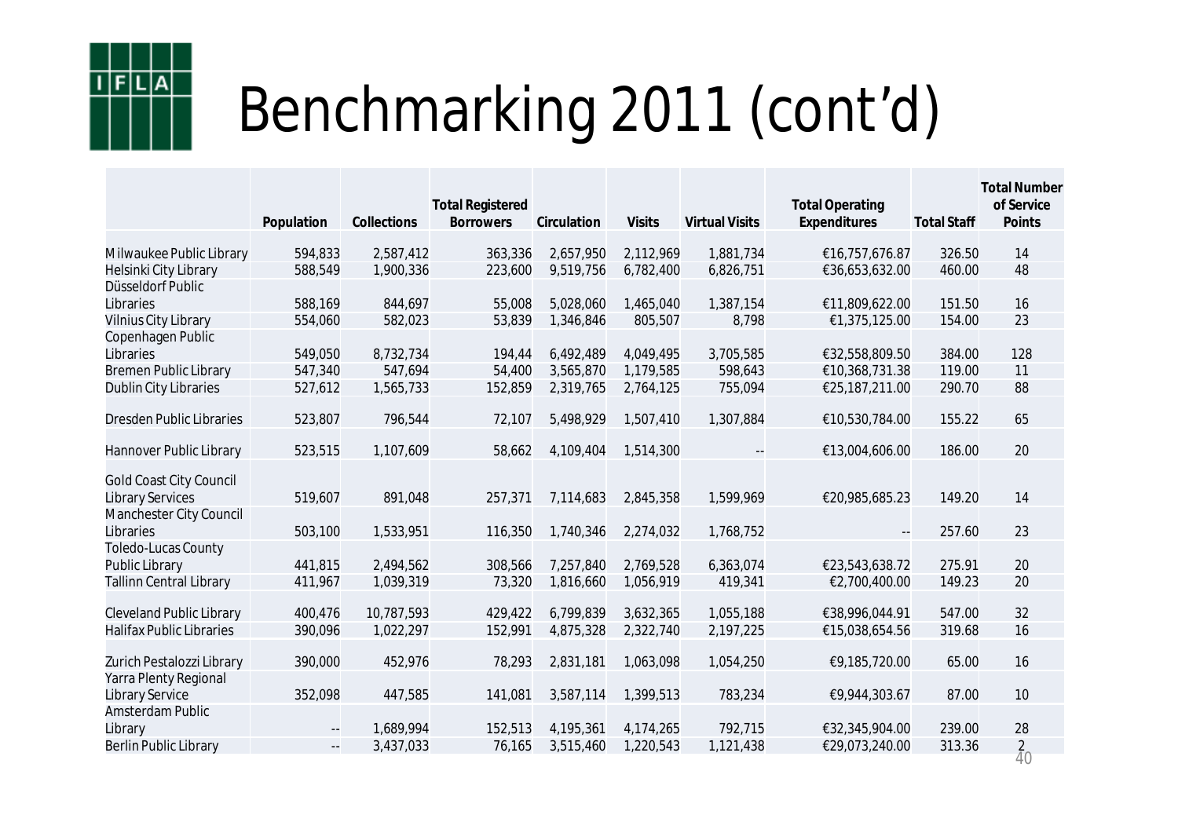# Benchmarking 2011 (cont'd)

| | Population | Collections | Total Registered Borrowers | Circulation | Visits | Virtual Visits | Total Operating Expenditures | Total Staff | Total Number of Service Points |
|---|---|---|---|---|---|---|---|---|---|
| Milwaukee Public Library | 594,833 | 2,587,412 | 363,336 | 2,657,950 | 2,112,969 | 1,881,734 | €16,757,676.87 | 326.50 | 14 |
| Helsinki City Library | 588,549 | 1,900,336 | 223,600 | 9,519,756 | 6,782,400 | 6,826,751 | €36,653,632.00 | 460.00 | 48 |
| Düsseldorf Public Libraries | 588,169 | 844,697 | 55,008 | 5,028,060 | 1,465,040 | 1,387,154 | €11,809,622.00 | 151.50 | 16 |
| Vilnius City Library | 554,060 | 582,023 | 53,839 | 1,346,846 | 805,507 | 8,798 | €1,375,125.00 | 154.00 | 23 |
| Copenhagen Public Libraries | 549,050 | 8,732,734 | 194,44 | 6,492,489 | 4,049,495 | 3,705,585 | €32,558,809.50 | 384.00 | 128 |
| Bremen Public Library | 547,340 | 547,694 | 54,400 | 3,565,870 | 1,179,585 | 598,643 | €10,368,731.38 | 119.00 | 11 |
| Dublin City Libraries | 527,612 | 1,565,733 | 152,859 | 2,319,765 | 2,764,125 | 755,094 | €25,187,211.00 | 290.70 | 88 |
| Dresden Public Libraries | 523,807 | 796,544 | 72,107 | 5,498,929 | 1,507,410 | 1,307,884 | €10,530,784.00 | 155.22 | 65 |
| Hannover Public Library | 523,515 | 1,107,609 | 58,662 | 4,109,404 | 1,514,300 | -- | €13,004,606.00 | 186.00 | 20 |
| Gold Coast City Council Library Services | 519,607 | 891,048 | 257,371 | 7,114,683 | 2,845,358 | 1,599,969 | €20,985,685.23 | 149.20 | 14 |
| Manchester City Council Libraries | 503,100 | 1,533,951 | 116,350 | 1,740,346 | 2,274,032 | 1,768,752 | -- | 257.60 | 23 |
| Toledo-Lucas County Public Library | 441,815 | 2,494,562 | 308,566 | 7,257,840 | 2,769,528 | 6,363,074 | €23,543,638.72 | 275.91 | 20 |
| Tallinn Central Library | 411,967 | 1,039,319 | 73,320 | 1,816,660 | 1,056,919 | 419,341 | €2,700,400.00 | 149.23 | 20 |
| Cleveland Public Library | 400,476 | 10,787,593 | 429,422 | 6,799,839 | 3,632,365 | 1,055,188 | €38,996,044.91 | 547.00 | 32 |
| Halifax Public Libraries | 390,096 | 1,022,297 | 152,991 | 4,875,328 | 2,322,740 | 2,197,225 | €15,038,654.56 | 319.68 | 16 |
| Zurich Pestalozzi Library | 390,000 | 452,976 | 78,293 | 2,831,181 | 1,063,098 | 1,054,250 | €9,185,720.00 | 65.00 | 16 |
| Yarra Plenty Regional Library Service | 352,098 | 447,585 | 141,081 | 3,587,114 | 1,399,513 | 783,234 | €9,944,303.67 | 87.00 | 10 |
| Amsterdam Public Library | -- | 1,689,994 | 152,513 | 4,195,361 | 4,174,265 | 792,715 | €32,345,904.00 | 239.00 | 28 |
| Berlin Public Library | -- | 3,437,033 | 76,165 | 3,515,460 | 1,220,543 | 1,121,438 | €29,073,240.00 | 313.36 | 2 |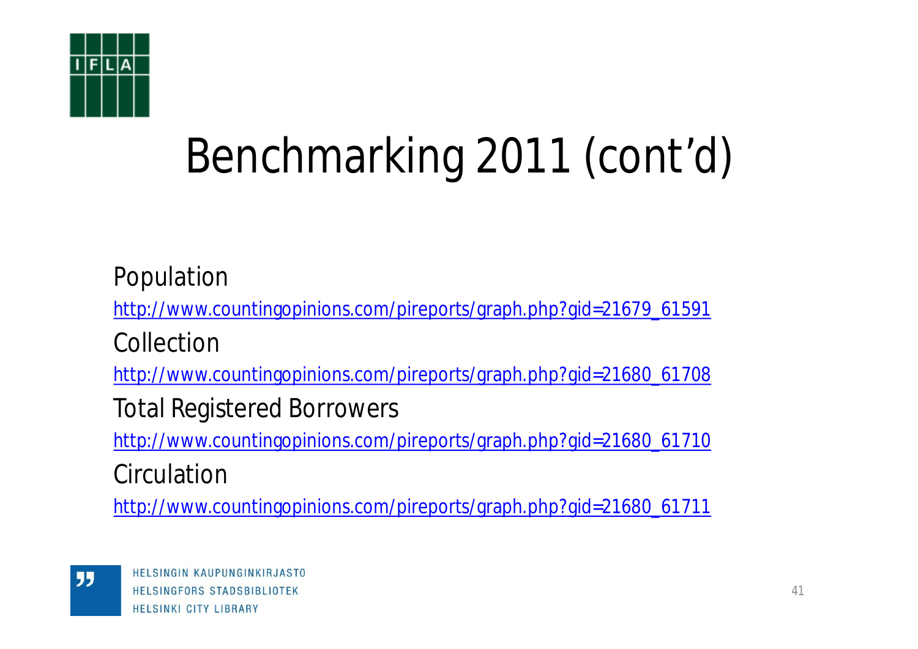# Benchmarking 2011 (cont'd)

Population

http://www.countingopinions.com/pireports/graph.php?gid=21679_61591

Collection

http://www.countingopinions.com/pireports/graph.php?gid=21680_61708

Total Registered Borrowers

http://www.countingopinions.com/pireports/graph.php?gid=21680_61710

Circulation

http://www.countingopinions.com/pireports/graph.php?gid=21680_61711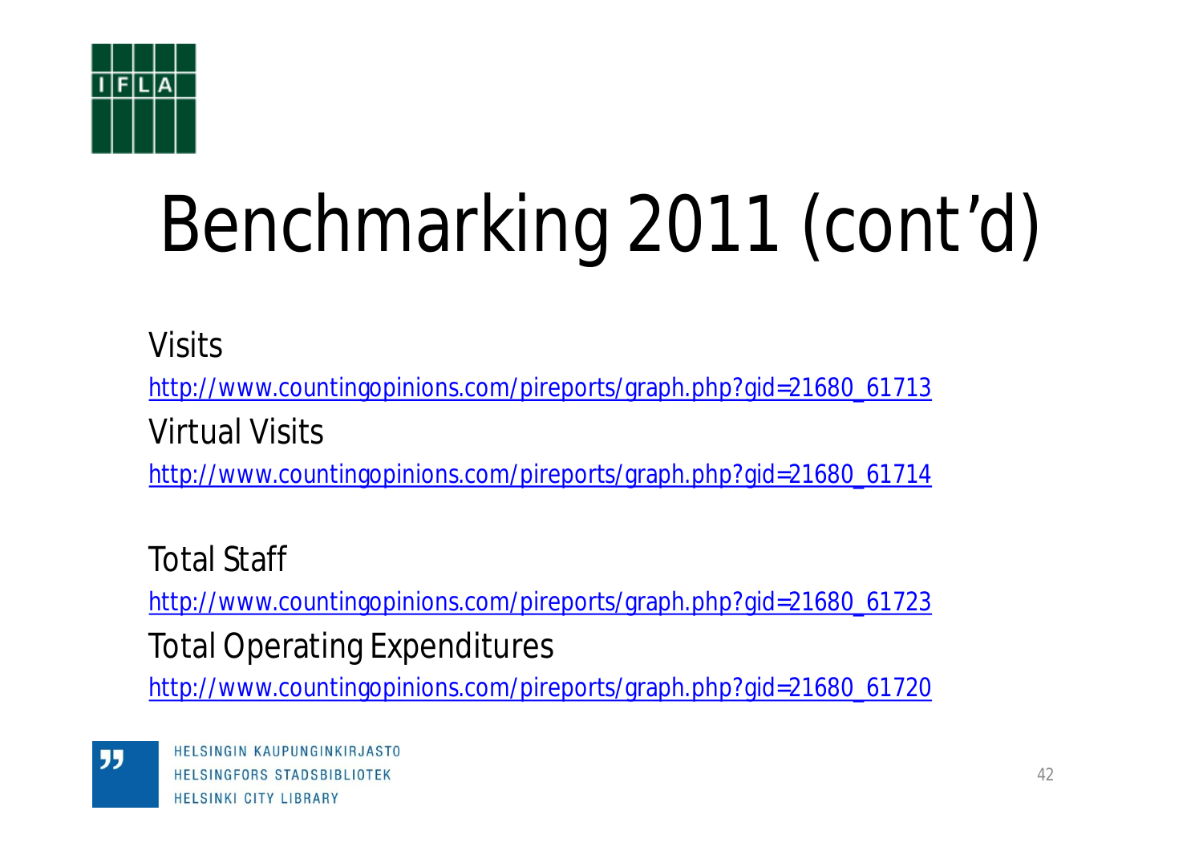# Benchmarking 2011 (cont'd)

Visits

http://www.countingopinions.com/pireports/graph.php?gid=21680_61713

Virtual Visits

http://www.countingopinions.com/pireports/graph.php?gid=21680_61714

Total Staff

http://www.countingopinions.com/pireports/graph.php?gid=21680_61723

Total Operating Expenditures

http://www.countingopinions.com/pireports/graph.php?gid=21680_61720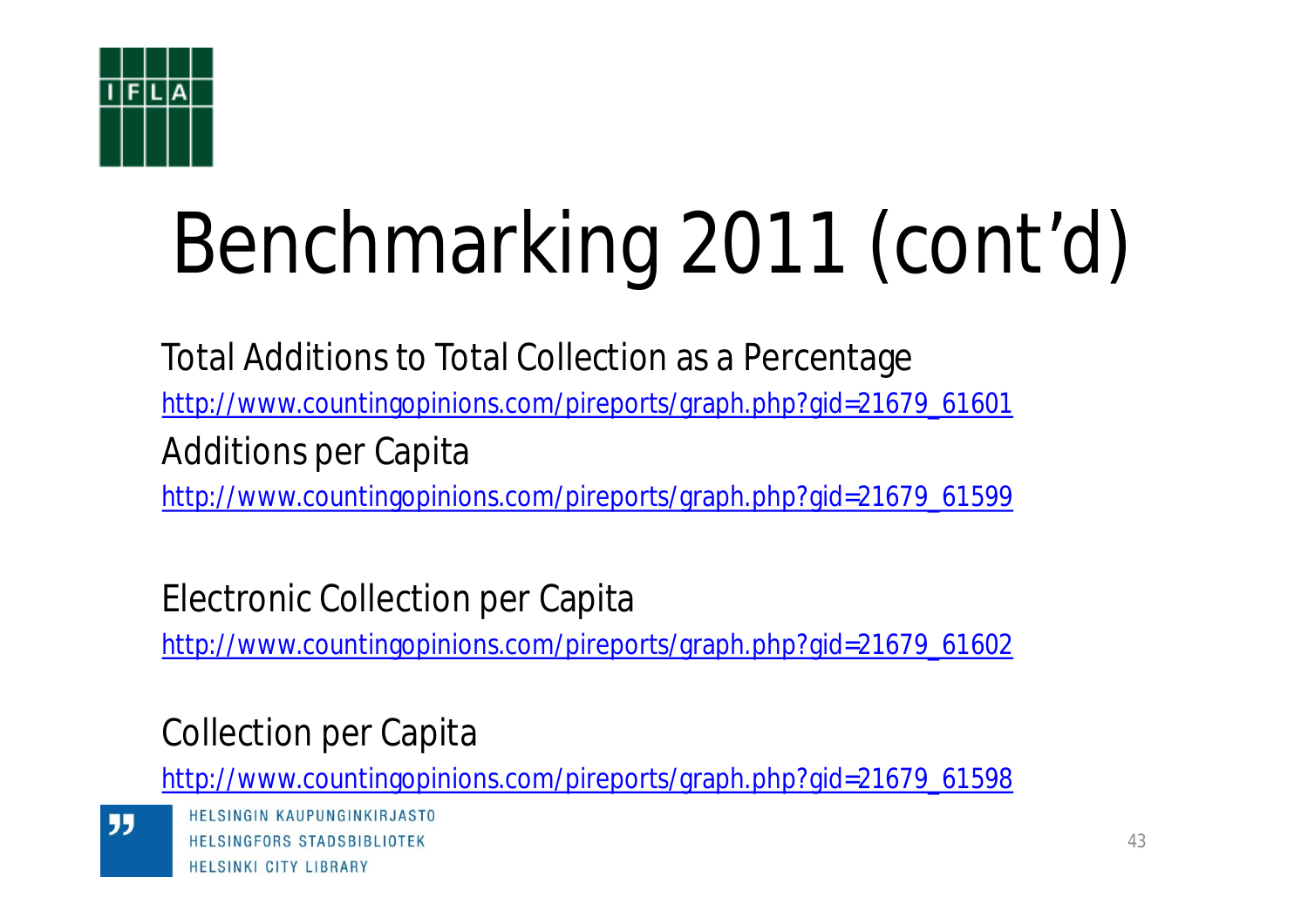# Benchmarking 2011 (cont'd)

Total Additions to Total Collection as a Percentage

http://www.countingopinions.com/pireports/graph.php?gid=21679_61601

Additions per Capita

http://www.countingopinions.com/pireports/graph.php?gid=21679_61599

Electronic Collection per Capita

http://www.countingopinions.com/pireports/graph.php?gid=21679_61602

Collection per Capita

http://www.countingopinions.com/pireports/graph.php?gid=21679_61598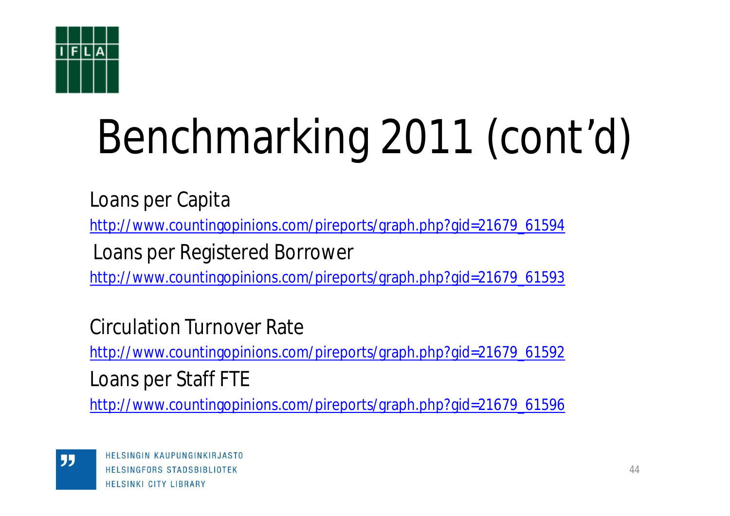# Benchmarking 2011 (cont'd)

Loans per Capita

http://www.countingopinions.com/pireports/graph.php?gid=21679_61594

Loans per Registered Borrower

http://www.countingopinions.com/pireports/graph.php?gid=21679_61593

Circulation Turnover Rate

http://www.countingopinions.com/pireports/graph.php?gid=21679_61592

Loans per Staff FTE

http://www.countingopinions.com/pireports/graph.php?gid=21679_61596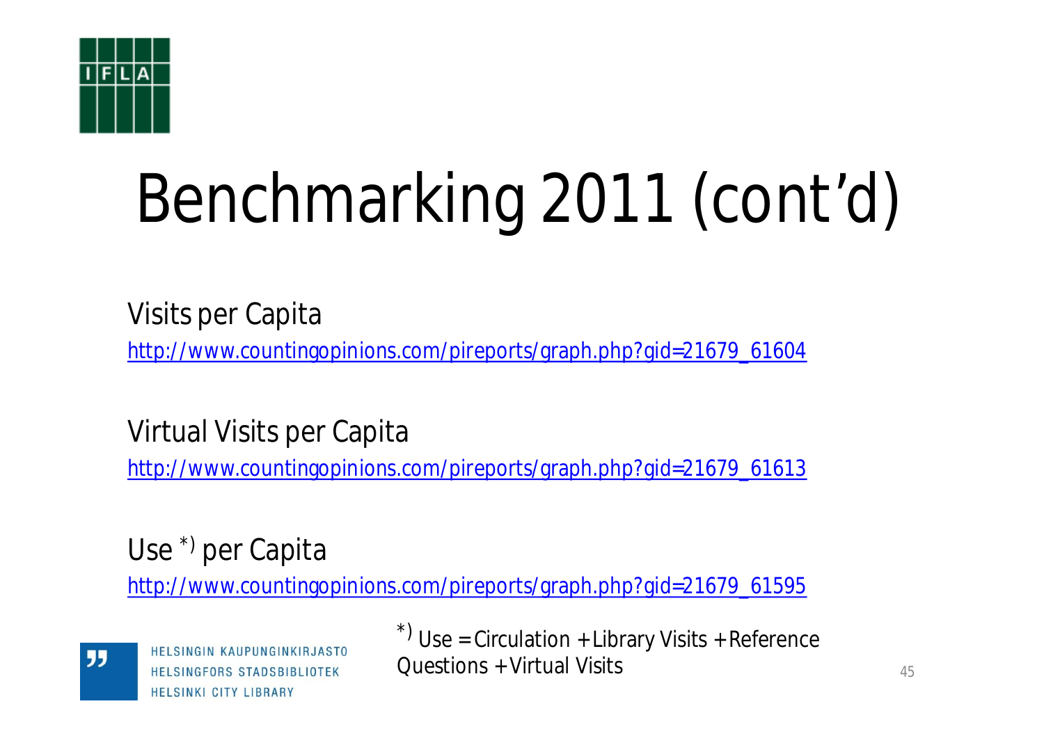# Benchmarking 2011 (cont'd)

Visits per Capita

http://www.countingopinions.com/pireports/graph.php?gid=21679_61604

Virtual Visits per Capita

http://www.countingopinions.com/pireports/graph.php?gid=21679_61613

Use *) per Capita

http://www.countingopinions.com/pireports/graph.php?gid=21679_61595

*) Use = Circulation + Library Visits + Reference Questions + Virtual Visits

HELSINGIN KAUPUNGINKIRJASTO
HELSINGFORS STADSBIBLIOTEK
HELSINKI CITY LIBRARY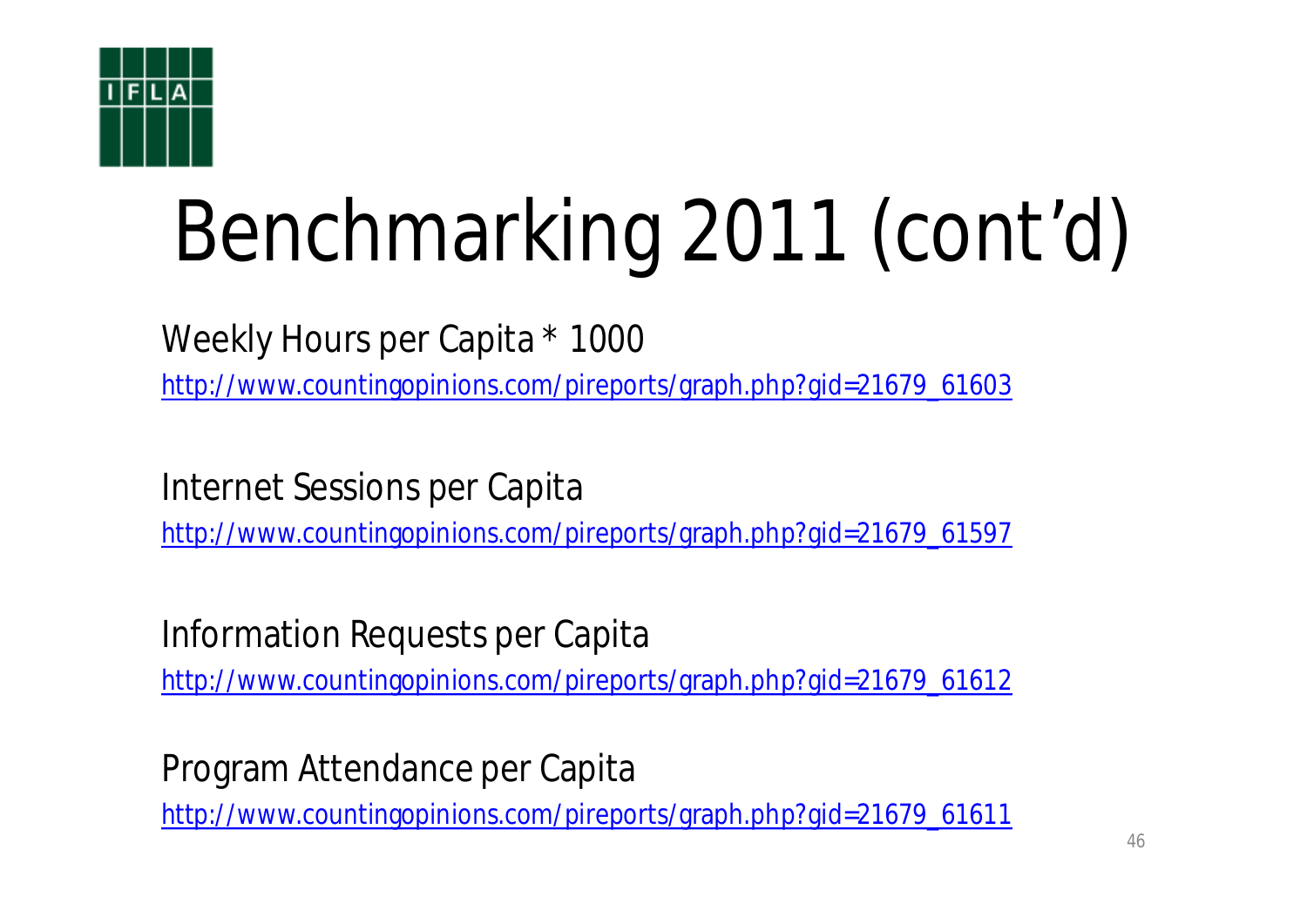# Benchmarking 2011 (cont'd)

Weekly Hours per Capita * 1000

http://www.countingopinions.com/pireports/graph.php?gid=21679_61603

Internet Sessions per Capita

http://www.countingopinions.com/pireports/graph.php?gid=21679_61597

Information Requests per Capita

http://www.countingopinions.com/pireports/graph.php?gid=21679_61612

Program Attendance per Capita

http://www.countingopinions.com/pireports/graph.php?gid=21679_61611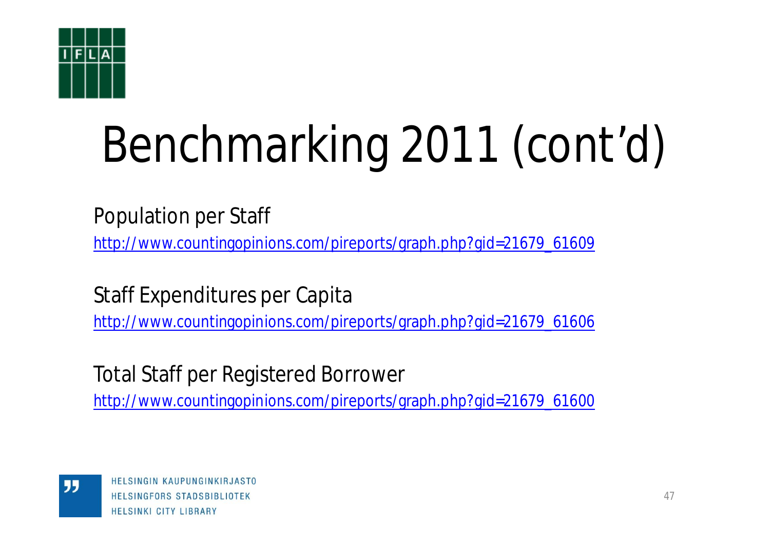# Benchmarking 2011 (cont'd)

Population per Staff

http://www.countingopinions.com/pireports/graph.php?gid=21679_61609

Staff Expenditures per Capita

http://www.countingopinions.com/pireports/graph.php?gid=21679_61606

Total Staff per Registered Borrower

http://www.countingopinions.com/pireports/graph.php?gid=21679_61600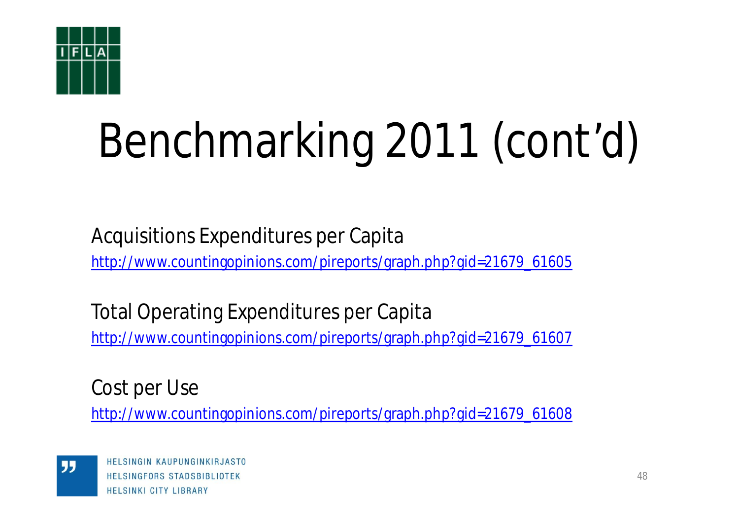# Benchmarking 2011 (cont'd)

Acquisitions Expenditures per Capita

http://www.countingopinions.com/pireports/graph.php?gid=21679_61605

Total Operating Expenditures per Capita

http://www.countingopinions.com/pireports/graph.php?gid=21679_61607

Cost per Use

http://www.countingopinions.com/pireports/graph.php?gid=21679_61608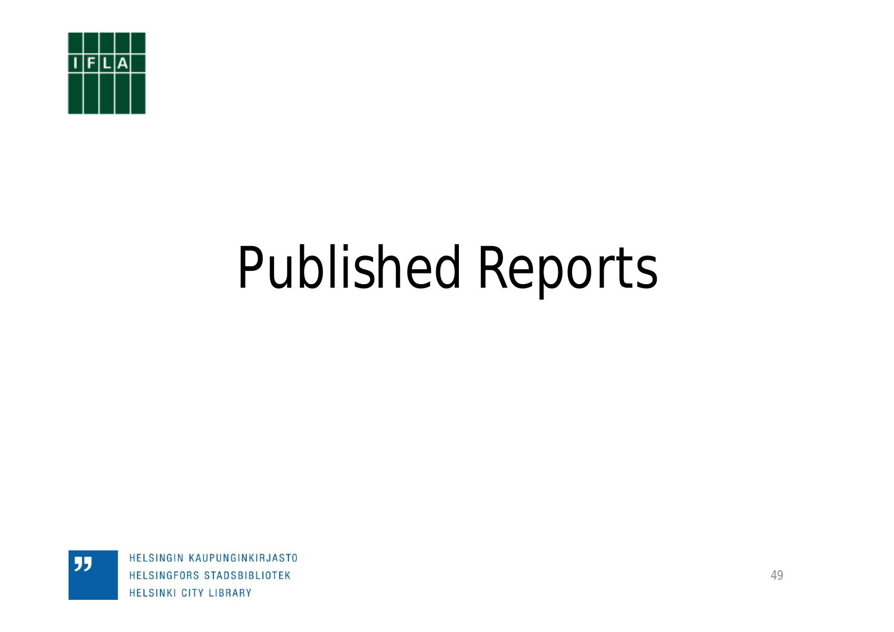# Published Reports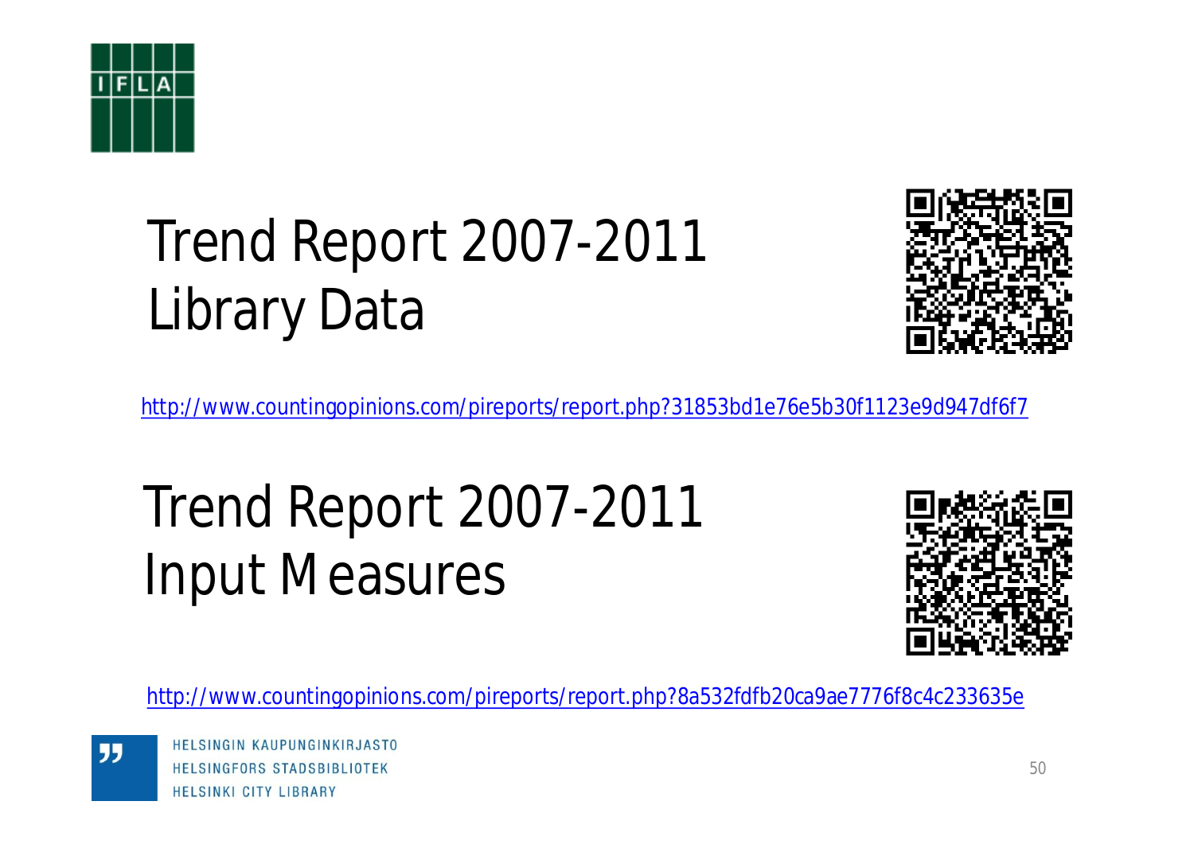# Trend Report 2007-2011 Library Data

http://www.countingopinions.com/pireports/report.php?31853bd1e76e5b30f1123e9d947df6f7

# Trend Report 2007-2011 Input Measures

http://www.countingopinions.com/pireports/report.php?8a532fdfb20ca9ae7776f8c4c233635e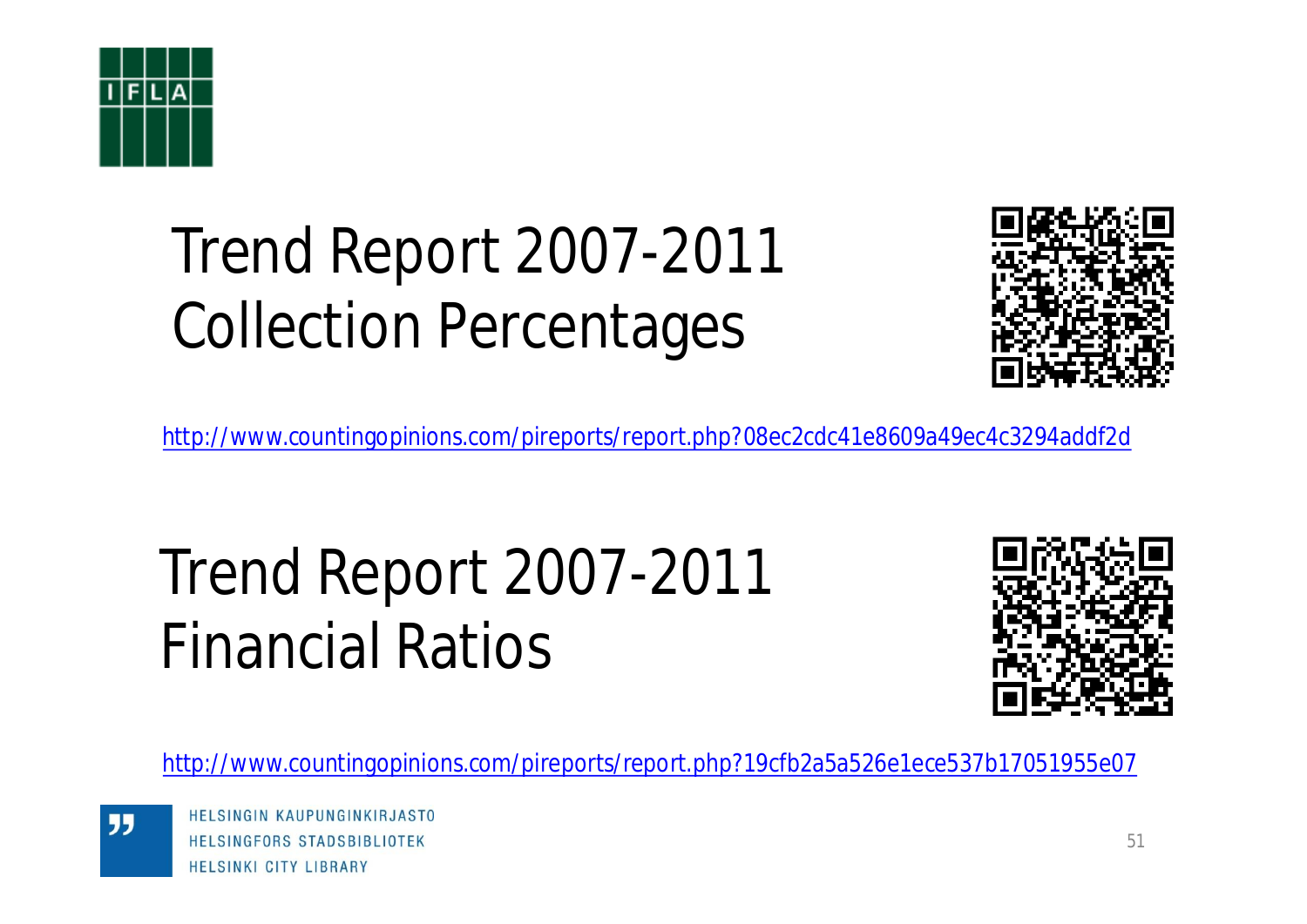# Trend Report 2007-2011 Collection Percentages

http://www.countingopinions.com/pireports/report.php?08ec2cdc41e8609a49ec4c3294addf2d

# Trend Report 2007-2011 Financial Ratios

http://www.countingopinions.com/pireports/report.php?19cfb2a5a526e1ece537b17051955e07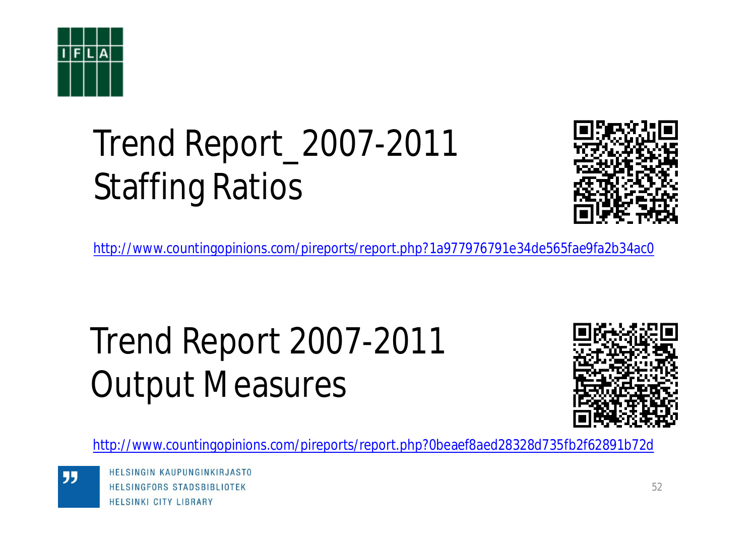# Trend Report_2007-2011 Staffing Ratios

http://www.countingopinions.com/pireports/report.php?1a977976791e34de565fae9fa2b34ac0

# Trend Report 2007-2011 Output Measures

http://www.countingopinions.com/pireports/report.php?0beaef8aed28328d735fb2f62891b72d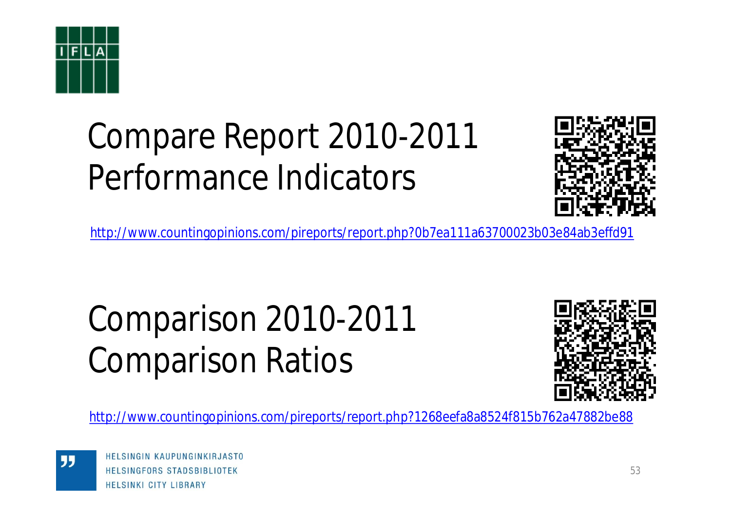# Compare Report 2010-2011 Performance Indicators

http://www.countingopinions.com/pireports/report.php?0b7ea111a63700023b03e84ab3effd91

# Comparison 2010-2011 Comparison Ratios

http://www.countingopinions.com/pireports/report.php?1268eefa8a8524f815b762a47882be88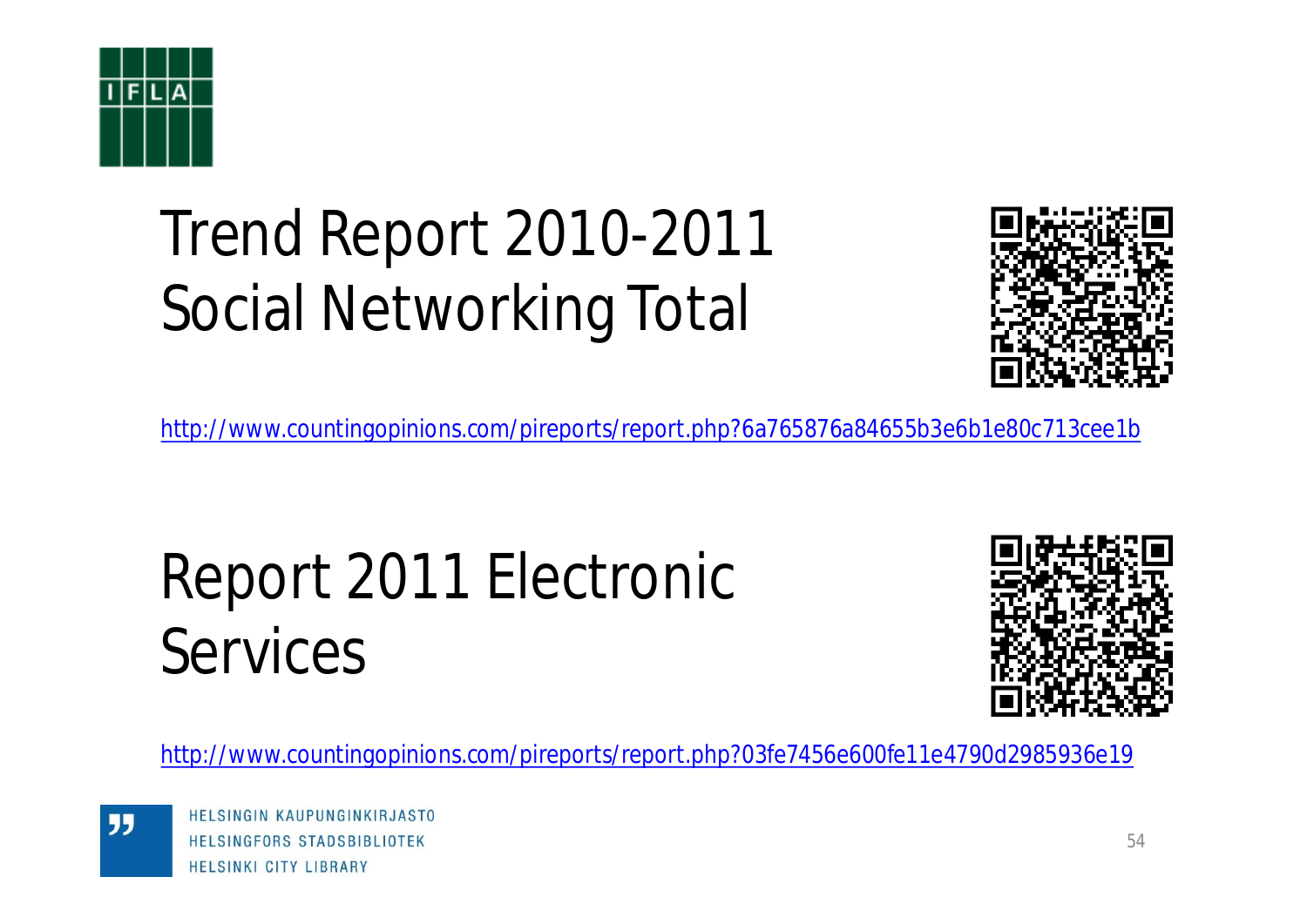# Trend Report 2010-2011 Social Networking Total

http://www.countingopinions.com/pireports/report.php?6a765876a84655b3e6b1e80c713cee1b

# Report 2011 Electronic Services

http://www.countingopinions.com/pireports/report.php?03fe7456e600fe11e4790d2985936e19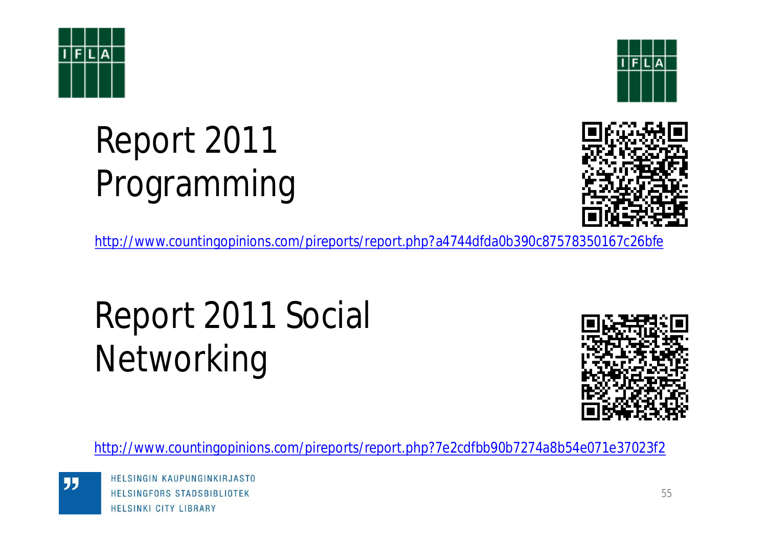# Report 2011 Programming

http://www.countingopinions.com/pireports/report.php?a4744dfda0b390c87578350167c26bfe

# Report 2011 Social Networking

http://www.countingopinions.com/pireports/report.php?7e2cdfbb90b7274a8b54e071e37023f2

HELSINGIN KAUPUNGINKIRJASTO
HELSINGFORS STADSBIBLIOTEK
HELSINKI CITY LIBRARY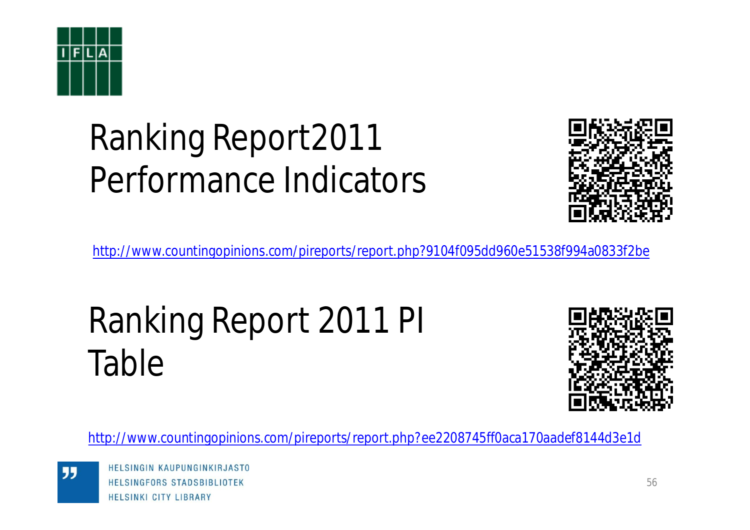# Ranking Report2011 Performance Indicators

http://www.countingopinions.com/pireports/report.php?9104f095dd960e51538f994a0833f2be

# Ranking Report 2011 PI Table

http://www.countingopinions.com/pireports/report.php?ee2208745ff0aca170aadef8144d3e1d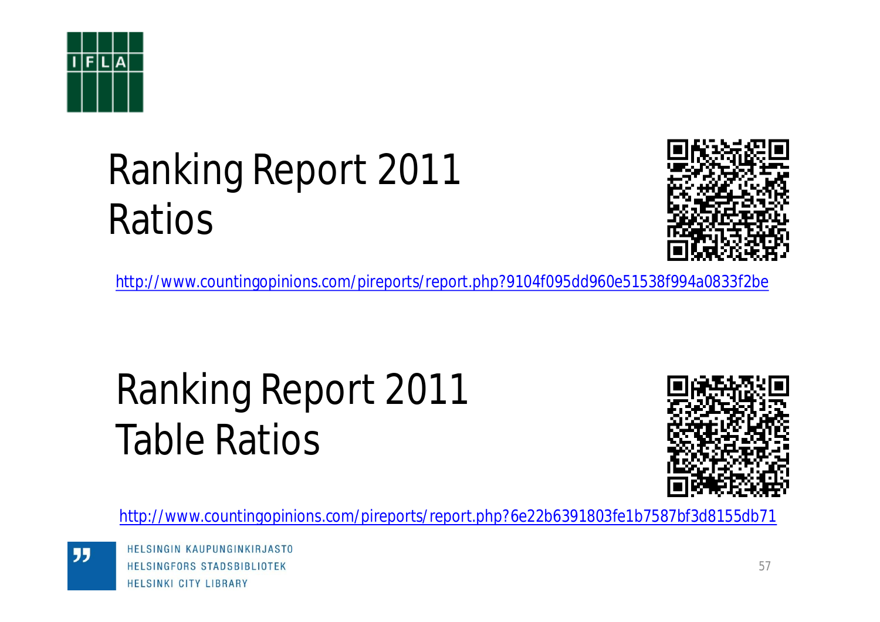# Ranking Report 2011 Ratios

http://www.countingopinions.com/pireports/report.php?9104f095dd960e51538f994a0833f2be

# Ranking Report 2011 Table Ratios

http://www.countingopinions.com/pireports/report.php?6e22b6391803fe1b7587bf3d8155db71

HELSINGIN KAUPUNGINKIRJASTO
HELSINGFORS STADSBIBLIOTEK
HELSINKI CITY LIBRARY